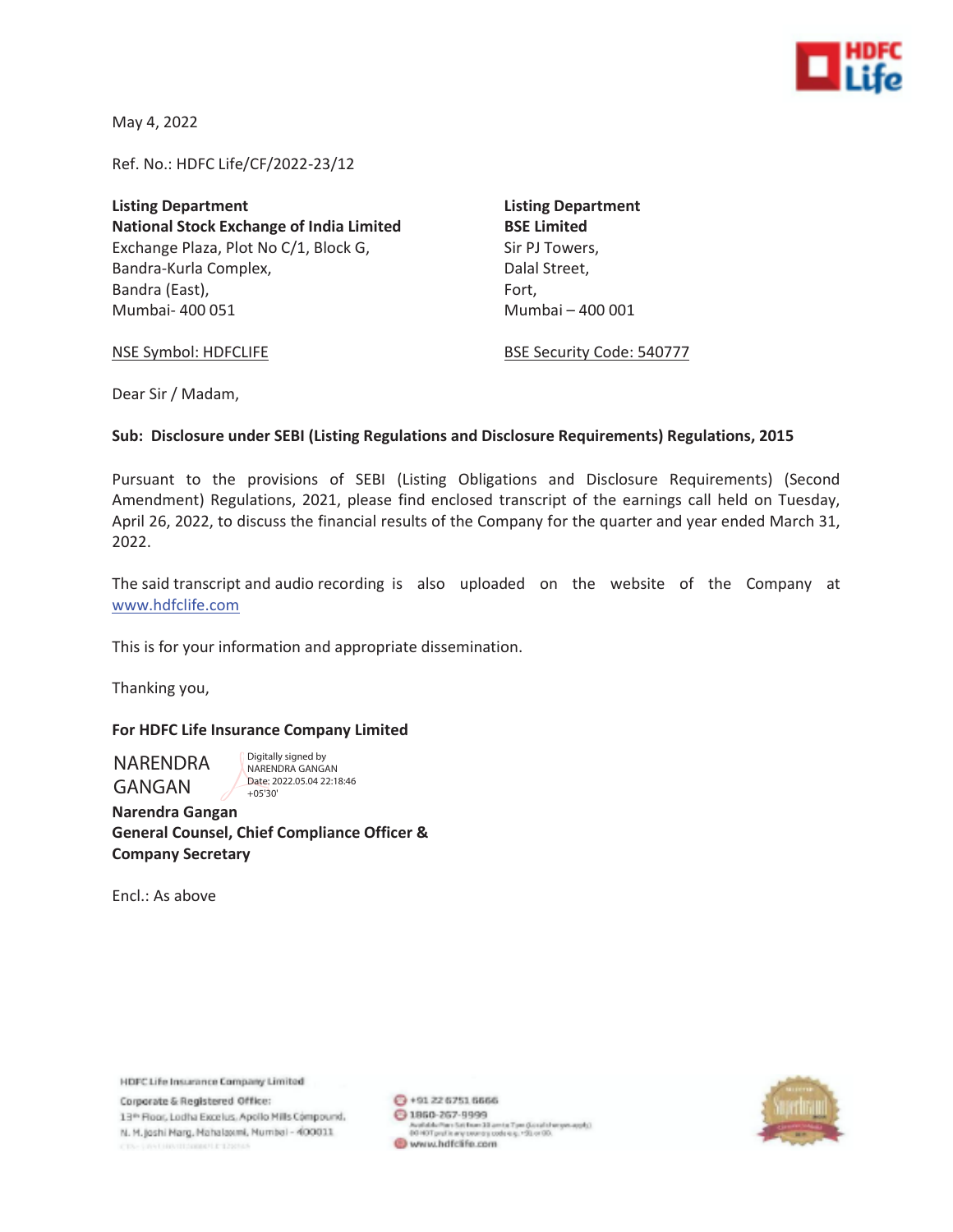May 4, 2022

Ref. No.: HDFC Life/CF/2022-23/12

**Listing Department**
**National Stock Exchange of India Limited**
Exchange Plaza, Plot No C/1, Block G,
Bandra-Kurla Complex,
Bandra (East),
Mumbai- 400 051

NSE Symbol: HDFCLIFE

**Listing Department**
**BSE Limited**
Sir PJ Towers,
Dalal Street,
Fort,
Mumbai – 400 001

BSE Security Code: 540777

Dear Sir / Madam,

**Sub: Disclosure under SEBI (Listing Regulations and Disclosure Requirements) Regulations, 2015**

Pursuant to the provisions of SEBI (Listing Obligations and Disclosure Requirements) (Second Amendment) Regulations, 2021, please find enclosed transcript of the earnings call held on Tuesday, April 26, 2022, to discuss the financial results of the Company for the quarter and year ended March 31, 2022.

The said transcript and audio recording is also uploaded on the website of the Company at www.hdfclife.com

This is for your information and appropriate dissemination.

Thanking you,

**For HDFC Life Insurance Company Limited**

NARENDRA GANGAN
Digitally signed by NARENDRA GANGAN
Date: 2022.05.04 22:18:46 +05'30'

**Narendra Gangan**
**General Counsel, Chief Compliance Officer & Company Secretary**

Encl.: As above

HDFC Life Insurance Company Limited
Corporate & Registered Office:
13th Floor, Lodha Excelus, Apollo Mills Compound,
N. M. Joshi Marg, Mahalaxmi, Mumbai - 400011

+91 22 6751 6666
1860-267-9999
www.hdfclife.com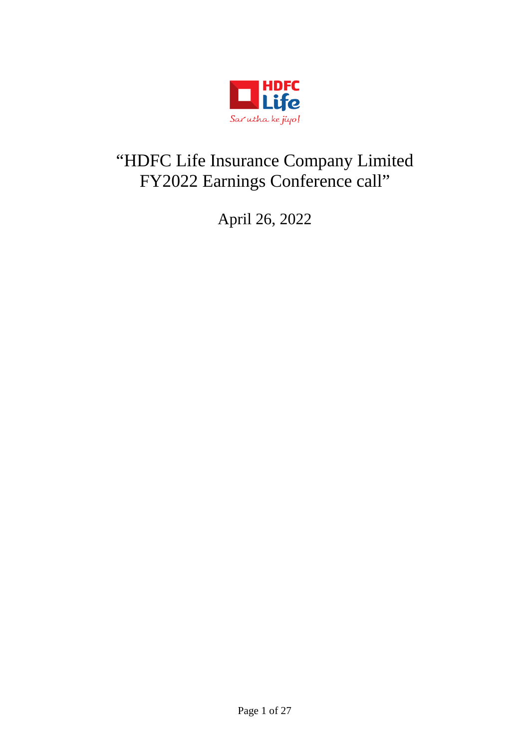# "HDFC Life Insurance Company Limited FY2022 Earnings Conference call"

April 26, 2022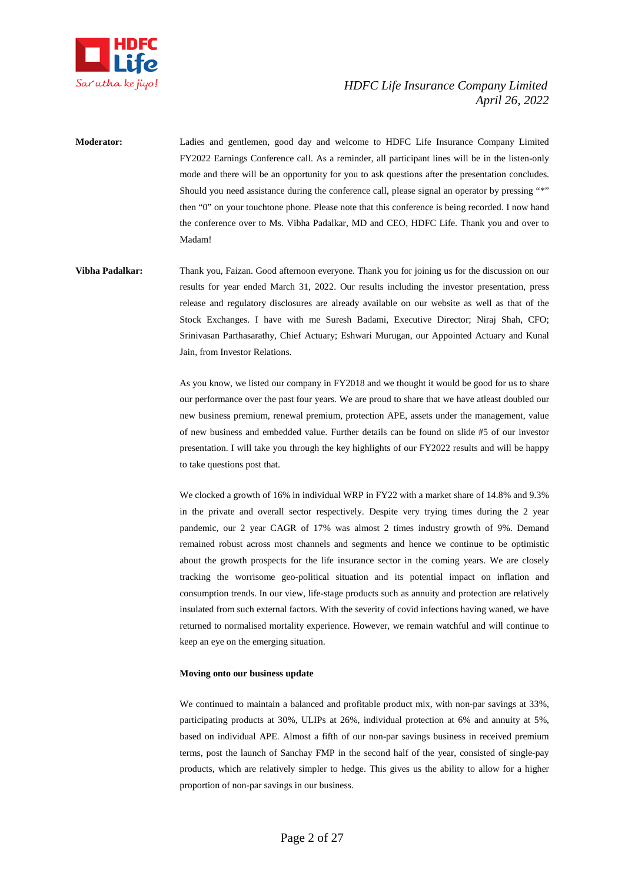**Moderator:** Ladies and gentlemen, good day and welcome to HDFC Life Insurance Company Limited FY2022 Earnings Conference call. As a reminder, all participant lines will be in the listen-only mode and there will be an opportunity for you to ask questions after the presentation concludes. Should you need assistance during the conference call, please signal an operator by pressing "*" then "0" on your touchtone phone. Please note that this conference is being recorded. I now hand the conference over to Ms. Vibha Padalkar, MD and CEO, HDFC Life. Thank you and over to Madam!

**Vibha Padalkar:** Thank you, Faizan. Good afternoon everyone. Thank you for joining us for the discussion on our results for year ended March 31, 2022. Our results including the investor presentation, press release and regulatory disclosures are already available on our website as well as that of the Stock Exchanges. I have with me Suresh Badami, Executive Director; Niraj Shah, CFO; Srinivasan Parthasarathy, Chief Actuary; Eshwari Murugan, our Appointed Actuary and Kunal Jain, from Investor Relations.

As you know, we listed our company in FY2018 and we thought it would be good for us to share our performance over the past four years. We are proud to share that we have atleast doubled our new business premium, renewal premium, protection APE, assets under the management, value of new business and embedded value. Further details can be found on slide #5 of our investor presentation. I will take you through the key highlights of our FY2022 results and will be happy to take questions post that.

We clocked a growth of 16% in individual WRP in FY22 with a market share of 14.8% and 9.3% in the private and overall sector respectively. Despite very trying times during the 2 year pandemic, our 2 year CAGR of 17% was almost 2 times industry growth of 9%. Demand remained robust across most channels and segments and hence we continue to be optimistic about the growth prospects for the life insurance sector in the coming years. We are closely tracking the worrisome geo-political situation and its potential impact on inflation and consumption trends. In our view, life-stage products such as annuity and protection are relatively insulated from such external factors. With the severity of covid infections having waned, we have returned to normalised mortality experience. However, we remain watchful and will continue to keep an eye on the emerging situation.

**Moving onto our business update**

We continued to maintain a balanced and profitable product mix, with non-par savings at 33%, participating products at 30%, ULIPs at 26%, individual protection at 6% and annuity at 5%, based on individual APE. Almost a fifth of our non-par savings business in received premium terms, post the launch of Sanchay FMP in the second half of the year, consisted of single-pay products, which are relatively simpler to hedge. This gives us the ability to allow for a higher proportion of non-par savings in our business.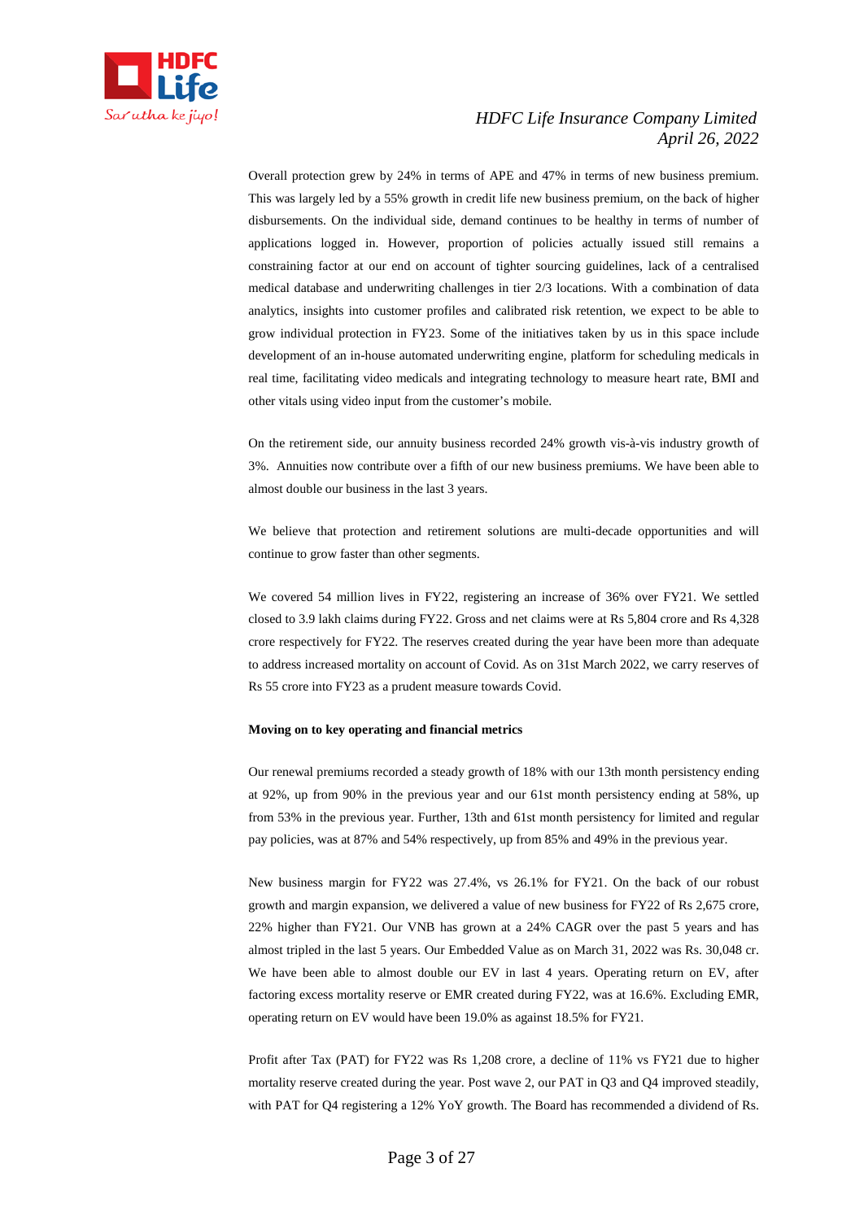Overall protection grew by 24% in terms of APE and 47% in terms of new business premium. This was largely led by a 55% growth in credit life new business premium, on the back of higher disbursements. On the individual side, demand continues to be healthy in terms of number of applications logged in. However, proportion of policies actually issued still remains a constraining factor at our end on account of tighter sourcing guidelines, lack of a centralised medical database and underwriting challenges in tier 2/3 locations. With a combination of data analytics, insights into customer profiles and calibrated risk retention, we expect to be able to grow individual protection in FY23. Some of the initiatives taken by us in this space include development of an in-house automated underwriting engine, platform for scheduling medicals in real time, facilitating video medicals and integrating technology to measure heart rate, BMI and other vitals using video input from the customer's mobile.

On the retirement side, our annuity business recorded 24% growth vis-à-vis industry growth of 3%. Annuities now contribute over a fifth of our new business premiums. We have been able to almost double our business in the last 3 years.

We believe that protection and retirement solutions are multi-decade opportunities and will continue to grow faster than other segments.

We covered 54 million lives in FY22, registering an increase of 36% over FY21. We settled closed to 3.9 lakh claims during FY22. Gross and net claims were at Rs 5,804 crore and Rs 4,328 crore respectively for FY22. The reserves created during the year have been more than adequate to address increased mortality on account of Covid. As on 31st March 2022, we carry reserves of Rs 55 crore into FY23 as a prudent measure towards Covid.

**Moving on to key operating and financial metrics**

Our renewal premiums recorded a steady growth of 18% with our 13th month persistency ending at 92%, up from 90% in the previous year and our 61st month persistency ending at 58%, up from 53% in the previous year. Further, 13th and 61st month persistency for limited and regular pay policies, was at 87% and 54% respectively, up from 85% and 49% in the previous year.

New business margin for FY22 was 27.4%, vs 26.1% for FY21. On the back of our robust growth and margin expansion, we delivered a value of new business for FY22 of Rs 2,675 crore, 22% higher than FY21. Our VNB has grown at a 24% CAGR over the past 5 years and has almost tripled in the last 5 years. Our Embedded Value as on March 31, 2022 was Rs. 30,048 cr. We have been able to almost double our EV in last 4 years. Operating return on EV, after factoring excess mortality reserve or EMR created during FY22, was at 16.6%. Excluding EMR, operating return on EV would have been 19.0% as against 18.5% for FY21.

Profit after Tax (PAT) for FY22 was Rs 1,208 crore, a decline of 11% vs FY21 due to higher mortality reserve created during the year. Post wave 2, our PAT in Q3 and Q4 improved steadily, with PAT for Q4 registering a 12% YoY growth. The Board has recommended a dividend of Rs.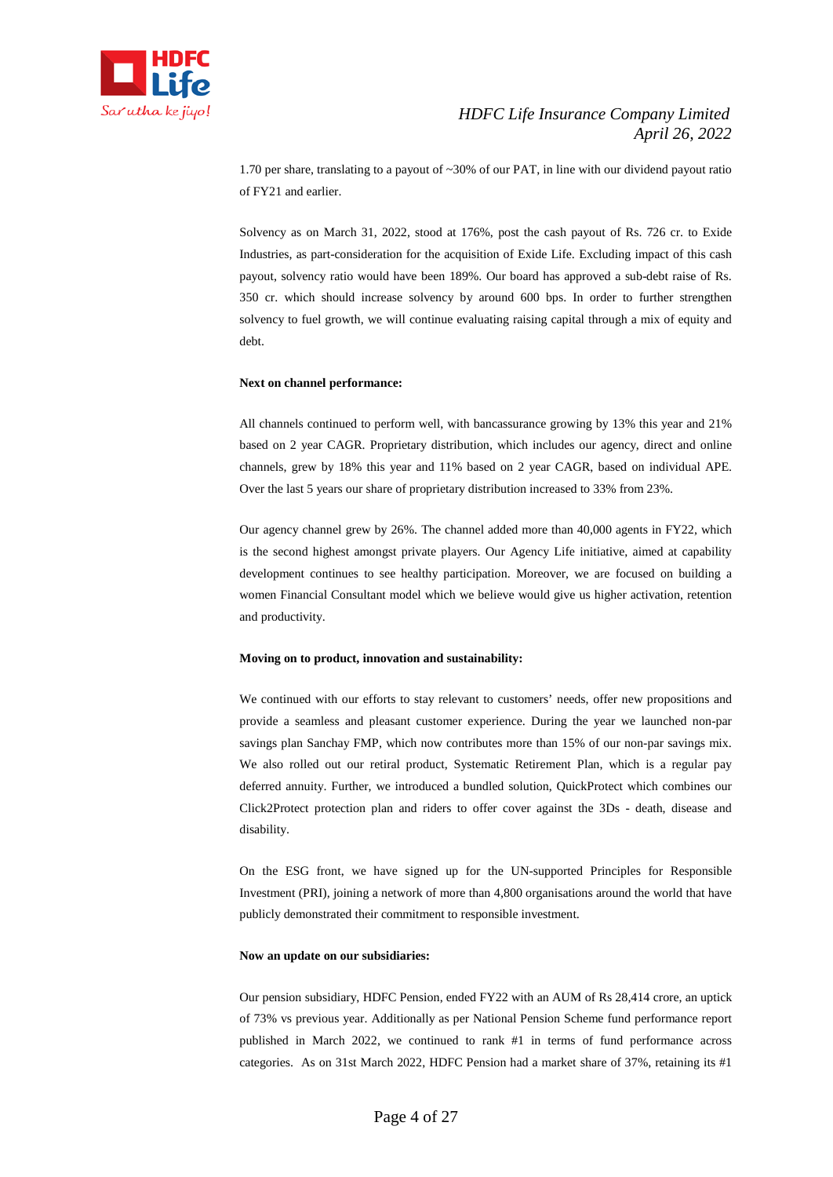1.70 per share, translating to a payout of ~30% of our PAT, in line with our dividend payout ratio of FY21 and earlier.

Solvency as on March 31, 2022, stood at 176%, post the cash payout of Rs. 726 cr. to Exide Industries, as part-consideration for the acquisition of Exide Life. Excluding impact of this cash payout, solvency ratio would have been 189%. Our board has approved a sub-debt raise of Rs. 350 cr. which should increase solvency by around 600 bps. In order to further strengthen solvency to fuel growth, we will continue evaluating raising capital through a mix of equity and debt.

**Next on channel performance:**

All channels continued to perform well, with bancassurance growing by 13% this year and 21% based on 2 year CAGR. Proprietary distribution, which includes our agency, direct and online channels, grew by 18% this year and 11% based on 2 year CAGR, based on individual APE. Over the last 5 years our share of proprietary distribution increased to 33% from 23%.

Our agency channel grew by 26%. The channel added more than 40,000 agents in FY22, which is the second highest amongst private players. Our Agency Life initiative, aimed at capability development continues to see healthy participation. Moreover, we are focused on building a women Financial Consultant model which we believe would give us higher activation, retention and productivity.

**Moving on to product, innovation and sustainability:**

We continued with our efforts to stay relevant to customers' needs, offer new propositions and provide a seamless and pleasant customer experience. During the year we launched non-par savings plan Sanchay FMP, which now contributes more than 15% of our non-par savings mix. We also rolled out our retiral product, Systematic Retirement Plan, which is a regular pay deferred annuity. Further, we introduced a bundled solution, QuickProtect which combines our Click2Protect protection plan and riders to offer cover against the 3Ds - death, disease and disability.

On the ESG front, we have signed up for the UN-supported Principles for Responsible Investment (PRI), joining a network of more than 4,800 organisations around the world that have publicly demonstrated their commitment to responsible investment.

**Now an update on our subsidiaries:**

Our pension subsidiary, HDFC Pension, ended FY22 with an AUM of Rs 28,414 crore, an uptick of 73% vs previous year. Additionally as per National Pension Scheme fund performance report published in March 2022, we continued to rank #1 in terms of fund performance across categories. As on 31st March 2022, HDFC Pension had a market share of 37%, retaining its #1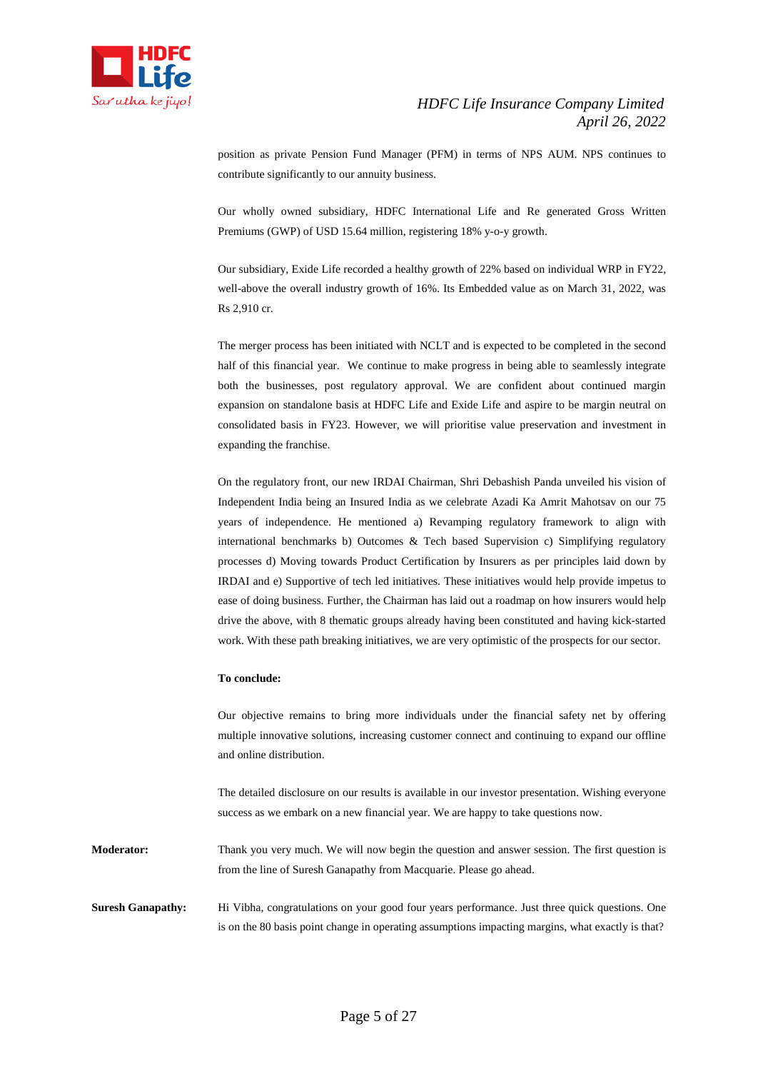position as private Pension Fund Manager (PFM) in terms of NPS AUM. NPS continues to contribute significantly to our annuity business.

Our wholly owned subsidiary, HDFC International Life and Re generated Gross Written Premiums (GWP) of USD 15.64 million, registering 18% y-o-y growth.

Our subsidiary, Exide Life recorded a healthy growth of 22% based on individual WRP in FY22, well-above the overall industry growth of 16%. Its Embedded value as on March 31, 2022, was Rs 2,910 cr.

The merger process has been initiated with NCLT and is expected to be completed in the second half of this financial year. We continue to make progress in being able to seamlessly integrate both the businesses, post regulatory approval. We are confident about continued margin expansion on standalone basis at HDFC Life and Exide Life and aspire to be margin neutral on consolidated basis in FY23. However, we will prioritise value preservation and investment in expanding the franchise.

On the regulatory front, our new IRDAI Chairman, Shri Debashish Panda unveiled his vision of Independent India being an Insured India as we celebrate Azadi Ka Amrit Mahotsav on our 75 years of independence. He mentioned a) Revamping regulatory framework to align with international benchmarks b) Outcomes & Tech based Supervision c) Simplifying regulatory processes d) Moving towards Product Certification by Insurers as per principles laid down by IRDAI and e) Supportive of tech led initiatives. These initiatives would help provide impetus to ease of doing business. Further, the Chairman has laid out a roadmap on how insurers would help drive the above, with 8 thematic groups already having been constituted and having kick-started work. With these path breaking initiatives, we are very optimistic of the prospects for our sector.

**To conclude:**

Our objective remains to bring more individuals under the financial safety net by offering multiple innovative solutions, increasing customer connect and continuing to expand our offline and online distribution.

The detailed disclosure on our results is available in our investor presentation. Wishing everyone success as we embark on a new financial year. We are happy to take questions now.

**Moderator:** Thank you very much. We will now begin the question and answer session. The first question is from the line of Suresh Ganapathy from Macquarie. Please go ahead.

**Suresh Ganapathy:** Hi Vibha, congratulations on your good four years performance. Just three quick questions. One is on the 80 basis point change in operating assumptions impacting margins, what exactly is that?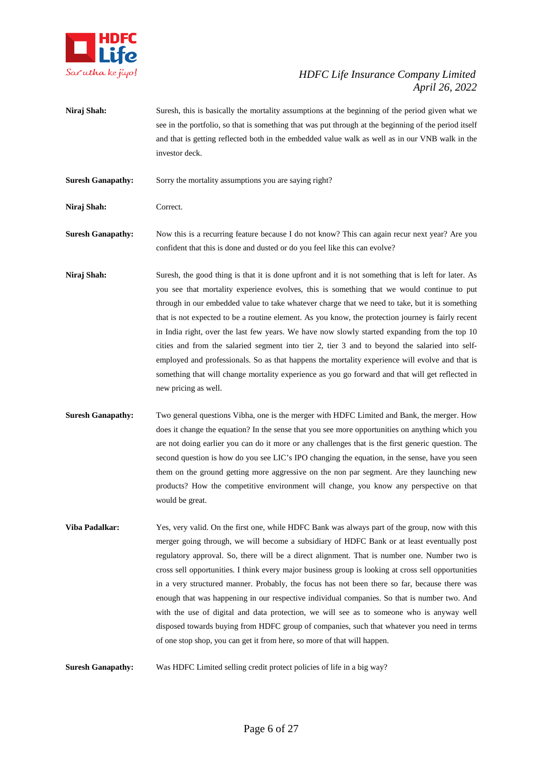**Niraj Shah:** Suresh, this is basically the mortality assumptions at the beginning of the period given what we see in the portfolio, so that is something that was put through at the beginning of the period itself and that is getting reflected both in the embedded value walk as well as in our VNB walk in the investor deck.

**Suresh Ganapathy:** Sorry the mortality assumptions you are saying right?

**Niraj Shah:** Correct.

**Suresh Ganapathy:** Now this is a recurring feature because I do not know? This can again recur next year? Are you confident that this is done and dusted or do you feel like this can evolve?

**Niraj Shah:** Suresh, the good thing is that it is done upfront and it is not something that is left for later. As you see that mortality experience evolves, this is something that we would continue to put through in our embedded value to take whatever charge that we need to take, but it is something that is not expected to be a routine element. As you know, the protection journey is fairly recent in India right, over the last few years. We have now slowly started expanding from the top 10 cities and from the salaried segment into tier 2, tier 3 and to beyond the salaried into self-employed and professionals. So as that happens the mortality experience will evolve and that is something that will change mortality experience as you go forward and that will get reflected in new pricing as well.

**Suresh Ganapathy:** Two general questions Vibha, one is the merger with HDFC Limited and Bank, the merger. How does it change the equation? In the sense that you see more opportunities on anything which you are not doing earlier you can do it more or any challenges that is the first generic question. The second question is how do you see LIC's IPO changing the equation, in the sense, have you seen them on the ground getting more aggressive on the non par segment. Are they launching new products? How the competitive environment will change, you know any perspective on that would be great.

**Viba Padalkar:** Yes, very valid. On the first one, while HDFC Bank was always part of the group, now with this merger going through, we will become a subsidiary of HDFC Bank or at least eventually post regulatory approval. So, there will be a direct alignment. That is number one. Number two is cross sell opportunities. I think every major business group is looking at cross sell opportunities in a very structured manner. Probably, the focus has not been there so far, because there was enough that was happening in our respective individual companies. So that is number two. And with the use of digital and data protection, we will see as to someone who is anyway well disposed towards buying from HDFC group of companies, such that whatever you need in terms of one stop shop, you can get it from here, so more of that will happen.

**Suresh Ganapathy:** Was HDFC Limited selling credit protect policies of life in a big way?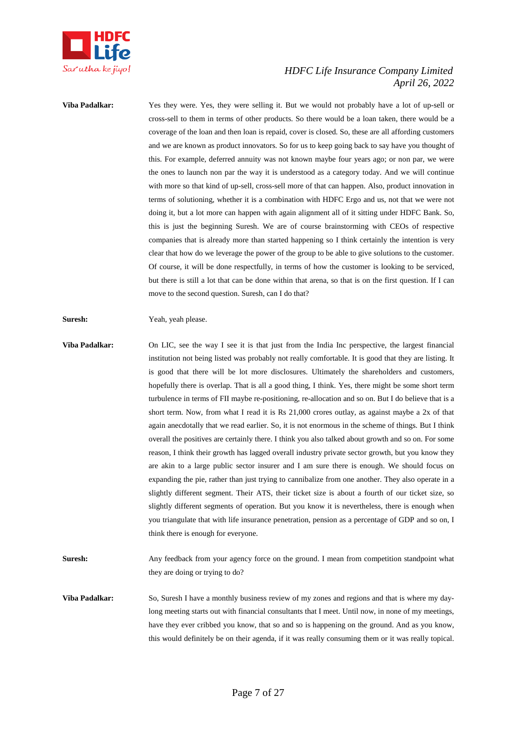**Viba Padalkar:** Yes they were. Yes, they were selling it. But we would not probably have a lot of up-sell or cross-sell to them in terms of other products. So there would be a loan taken, there would be a coverage of the loan and then loan is repaid, cover is closed. So, these are all affording customers and we are known as product innovators. So for us to keep going back to say have you thought of this. For example, deferred annuity was not known maybe four years ago; or non par, we were the ones to launch non par the way it is understood as a category today. And we will continue with more so that kind of up-sell, cross-sell more of that can happen. Also, product innovation in terms of solutioning, whether it is a combination with HDFC Ergo and us, not that we were not doing it, but a lot more can happen with again alignment all of it sitting under HDFC Bank. So, this is just the beginning Suresh. We are of course brainstorming with CEOs of respective companies that is already more than started happening so I think certainly the intention is very clear that how do we leverage the power of the group to be able to give solutions to the customer. Of course, it will be done respectfully, in terms of how the customer is looking to be serviced, but there is still a lot that can be done within that arena, so that is on the first question. If I can move to the second question. Suresh, can I do that?

**Suresh:** Yeah, yeah please.

**Viba Padalkar:** On LIC, see the way I see it is that just from the India Inc perspective, the largest financial institution not being listed was probably not really comfortable. It is good that they are listing. It is good that there will be lot more disclosures. Ultimately the shareholders and customers, hopefully there is overlap. That is all a good thing, I think. Yes, there might be some short term turbulence in terms of FII maybe re-positioning, re-allocation and so on. But I do believe that is a short term. Now, from what I read it is Rs 21,000 crores outlay, as against maybe a 2x of that again anecdotally that we read earlier. So, it is not enormous in the scheme of things. But I think overall the positives are certainly there. I think you also talked about growth and so on. For some reason, I think their growth has lagged overall industry private sector growth, but you know they are akin to a large public sector insurer and I am sure there is enough. We should focus on expanding the pie, rather than just trying to cannibalize from one another. They also operate in a slightly different segment. Their ATS, their ticket size is about a fourth of our ticket size, so slightly different segments of operation. But you know it is nevertheless, there is enough when you triangulate that with life insurance penetration, pension as a percentage of GDP and so on, I think there is enough for everyone.

**Suresh:** Any feedback from your agency force on the ground. I mean from competition standpoint what they are doing or trying to do?

**Viba Padalkar:** So, Suresh I have a monthly business review of my zones and regions and that is where my day-long meeting starts out with financial consultants that I meet. Until now, in none of my meetings, have they ever cribbed you know, that so and so is happening on the ground. And as you know, this would definitely be on their agenda, if it was really consuming them or it was really topical.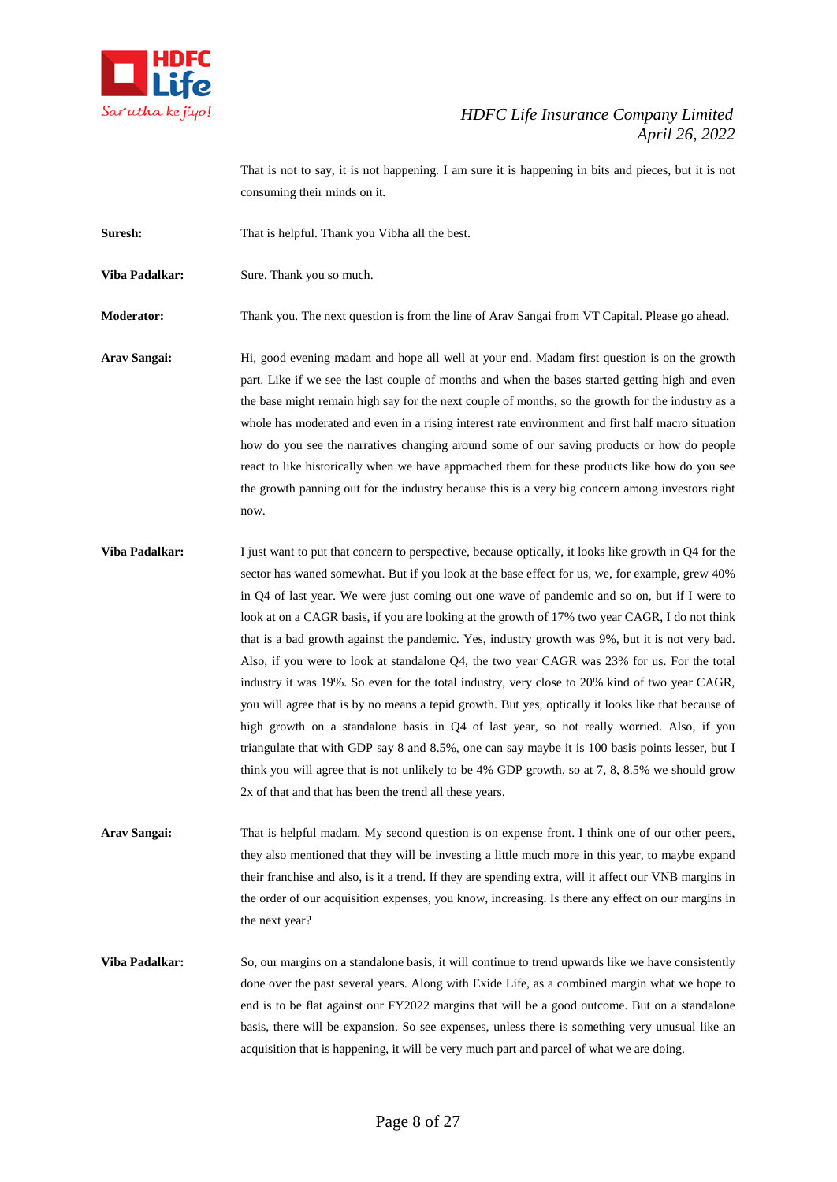That is not to say, it is not happening. I am sure it is happening in bits and pieces, but it is not consuming their minds on it.

**Suresh:** That is helpful. Thank you Vibha all the best.

**Viba Padalkar:** Sure. Thank you so much.

**Moderator:** Thank you. The next question is from the line of Arav Sangai from VT Capital. Please go ahead.

**Arav Sangai:** Hi, good evening madam and hope all well at your end. Madam first question is on the growth part. Like if we see the last couple of months and when the bases started getting high and even the base might remain high say for the next couple of months, so the growth for the industry as a whole has moderated and even in a rising interest rate environment and first half macro situation how do you see the narratives changing around some of our saving products or how do people react to like historically when we have approached them for these products like how do you see the growth panning out for the industry because this is a very big concern among investors right now.

**Viba Padalkar:** I just want to put that concern to perspective, because optically, it looks like growth in Q4 for the sector has waned somewhat. But if you look at the base effect for us, we, for example, grew 40% in Q4 of last year. We were just coming out one wave of pandemic and so on, but if I were to look at on a CAGR basis, if you are looking at the growth of 17% two year CAGR, I do not think that is a bad growth against the pandemic. Yes, industry growth was 9%, but it is not very bad. Also, if you were to look at standalone Q4, the two year CAGR was 23% for us. For the total industry it was 19%. So even for the total industry, very close to 20% kind of two year CAGR, you will agree that is by no means a tepid growth. But yes, optically it looks like that because of high growth on a standalone basis in Q4 of last year, so not really worried. Also, if you triangulate that with GDP say 8 and 8.5%, one can say maybe it is 100 basis points lesser, but I think you will agree that is not unlikely to be 4% GDP growth, so at 7, 8, 8.5% we should grow 2x of that and that has been the trend all these years.

**Arav Sangai:** That is helpful madam. My second question is on expense front. I think one of our other peers, they also mentioned that they will be investing a little much more in this year, to maybe expand their franchise and also, is it a trend. If they are spending extra, will it affect our VNB margins in the order of our acquisition expenses, you know, increasing. Is there any effect on our margins in the next year?

**Viba Padalkar:** So, our margins on a standalone basis, it will continue to trend upwards like we have consistently done over the past several years. Along with Exide Life, as a combined margin what we hope to end is to be flat against our FY2022 margins that will be a good outcome. But on a standalone basis, there will be expansion. So see expenses, unless there is something very unusual like an acquisition that is happening, it will be very much part and parcel of what we are doing.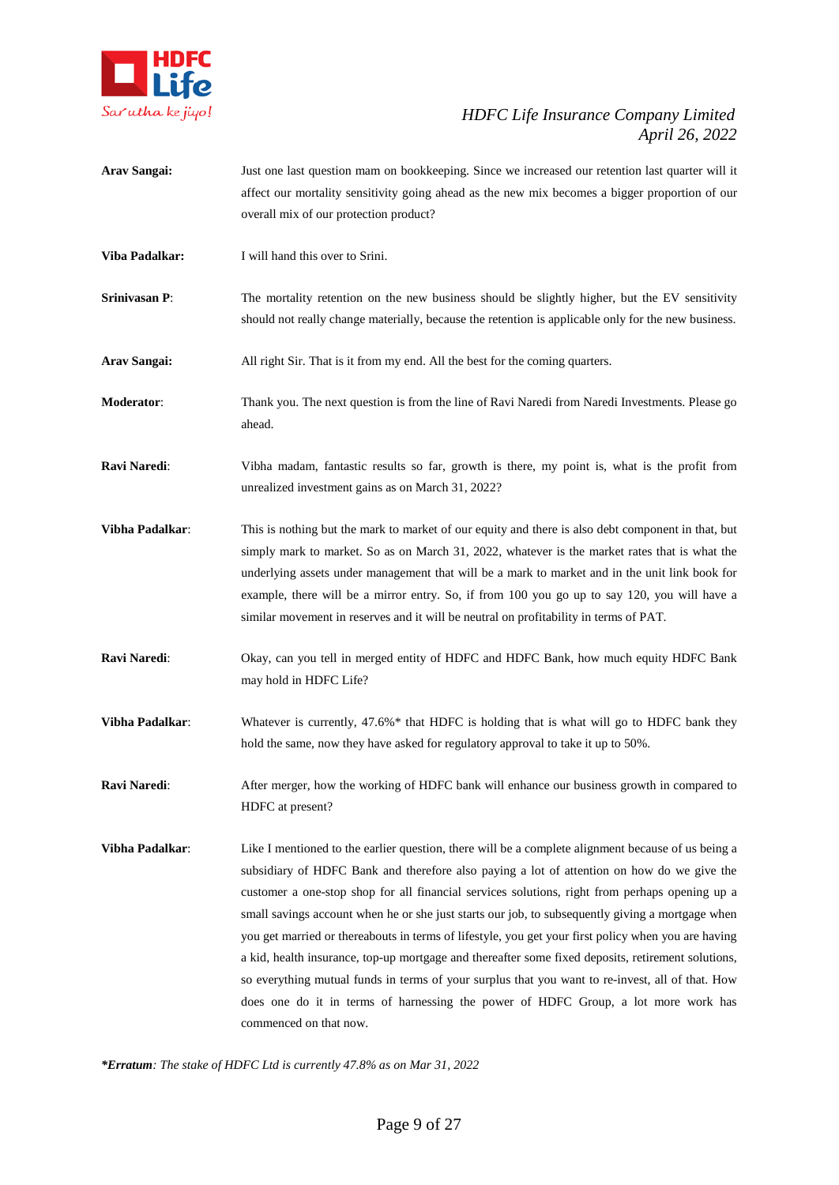**Arav Sangai:** Just one last question mam on bookkeeping. Since we increased our retention last quarter will it affect our mortality sensitivity going ahead as the new mix becomes a bigger proportion of our overall mix of our protection product?

**Viba Padalkar:** I will hand this over to Srini.

**Srinivasan P:** The mortality retention on the new business should be slightly higher, but the EV sensitivity should not really change materially, because the retention is applicable only for the new business.

**Arav Sangai:** All right Sir. That is it from my end. All the best for the coming quarters.

**Moderator:** Thank you. The next question is from the line of Ravi Naredi from Naredi Investments. Please go ahead.

**Ravi Naredi:** Vibha madam, fantastic results so far, growth is there, my point is, what is the profit from unrealized investment gains as on March 31, 2022?

**Vibha Padalkar:** This is nothing but the mark to market of our equity and there is also debt component in that, but simply mark to market. So as on March 31, 2022, whatever is the market rates that is what the underlying assets under management that will be a mark to market and in the unit link book for example, there will be a mirror entry. So, if from 100 you go up to say 120, you will have a similar movement in reserves and it will be neutral on profitability in terms of PAT.

**Ravi Naredi:** Okay, can you tell in merged entity of HDFC and HDFC Bank, how much equity HDFC Bank may hold in HDFC Life?

**Vibha Padalkar:** Whatever is currently, 47.6%* that HDFC is holding that is what will go to HDFC bank they hold the same, now they have asked for regulatory approval to take it up to 50%.

**Ravi Naredi:** After merger, how the working of HDFC bank will enhance our business growth in compared to HDFC at present?

**Vibha Padalkar:** Like I mentioned to the earlier question, there will be a complete alignment because of us being a subsidiary of HDFC Bank and therefore also paying a lot of attention on how do we give the customer a one-stop shop for all financial services solutions, right from perhaps opening up a small savings account when he or she just starts our job, to subsequently giving a mortgage when you get married or thereabouts in terms of lifestyle, you get your first policy when you are having a kid, health insurance, top-up mortgage and thereafter some fixed deposits, retirement solutions, so everything mutual funds in terms of your surplus that you want to re-invest, all of that. How does one do it in terms of harnessing the power of HDFC Group, a lot more work has commenced on that now.

****Erratum**: The stake of HDFC Ltd is currently 47.8% as on Mar 31, 2022*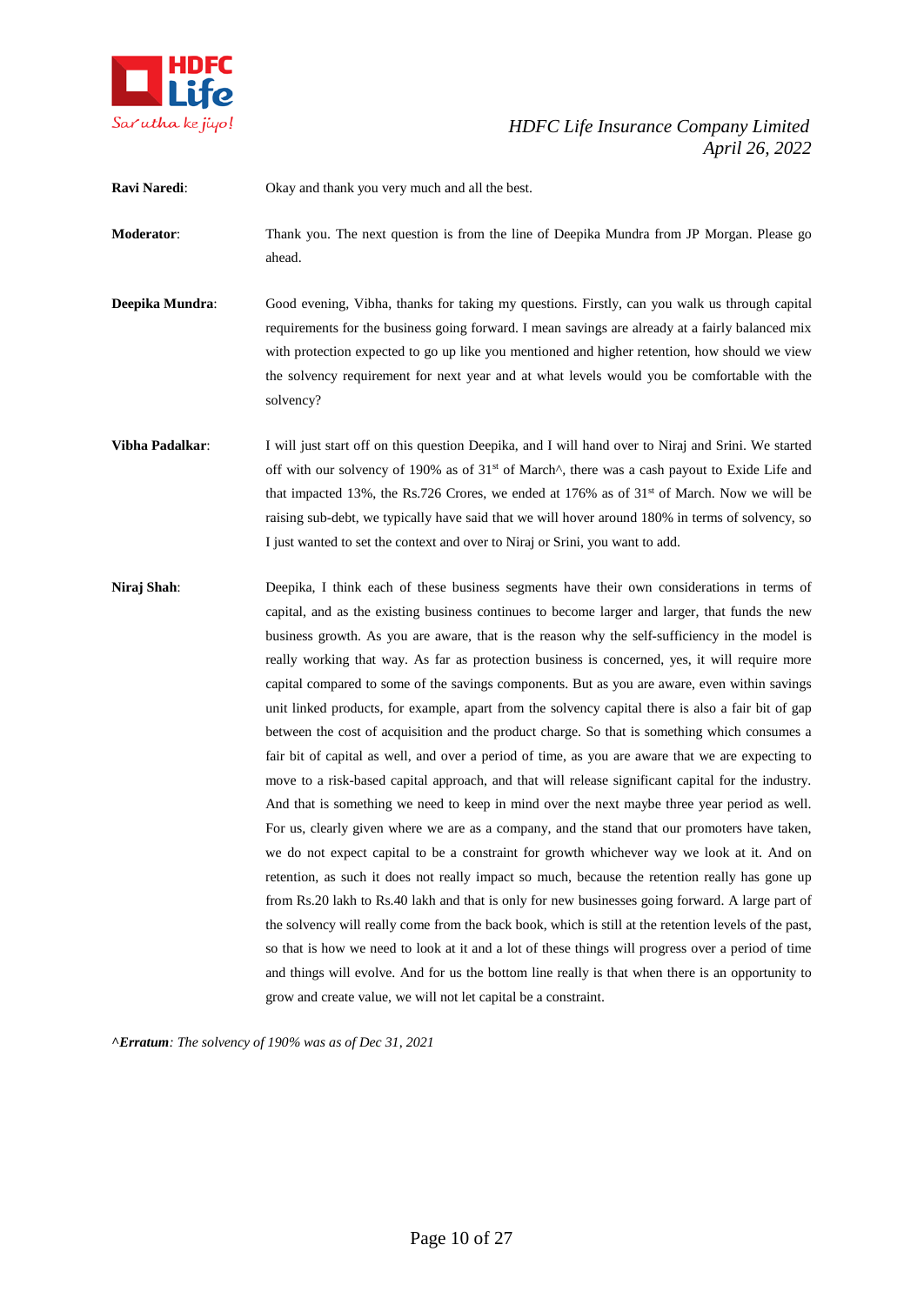**Ravi Naredi**: Okay and thank you very much and all the best.

**Moderator**: Thank you. The next question is from the line of Deepika Mundra from JP Morgan. Please go ahead.

**Deepika Mundra**: Good evening, Vibha, thanks for taking my questions. Firstly, can you walk us through capital requirements for the business going forward. I mean savings are already at a fairly balanced mix with protection expected to go up like you mentioned and higher retention, how should we view the solvency requirement for next year and at what levels would you be comfortable with the solvency?

**Vibha Padalkar**: I will just start off on this question Deepika, and I will hand over to Niraj and Srini. We started off with our solvency of 190% as of 31st of March^, there was a cash payout to Exide Life and that impacted 13%, the Rs.726 Crores, we ended at 176% as of 31st of March. Now we will be raising sub-debt, we typically have said that we will hover around 180% in terms of solvency, so I just wanted to set the context and over to Niraj or Srini, you want to add.

**Niraj Shah**: Deepika, I think each of these business segments have their own considerations in terms of capital, and as the existing business continues to become larger and larger, that funds the new business growth. As you are aware, that is the reason why the self-sufficiency in the model is really working that way. As far as protection business is concerned, yes, it will require more capital compared to some of the savings components. But as you are aware, even within savings unit linked products, for example, apart from the solvency capital there is also a fair bit of gap between the cost of acquisition and the product charge. So that is something which consumes a fair bit of capital as well, and over a period of time, as you are aware that we are expecting to move to a risk-based capital approach, and that will release significant capital for the industry. And that is something we need to keep in mind over the next maybe three year period as well. For us, clearly given where we are as a company, and the stand that our promoters have taken, we do not expect capital to be a constraint for growth whichever way we look at it. And on retention, as such it does not really impact so much, because the retention really has gone up from Rs.20 lakh to Rs.40 lakh and that is only for new businesses going forward. A large part of the solvency will really come from the back book, which is still at the retention levels of the past, so that is how we need to look at it and a lot of these things will progress over a period of time and things will evolve. And for us the bottom line really is that when there is an opportunity to grow and create value, we will not let capital be a constraint.

^***Erratum***: *The solvency of 190% was as of Dec 31, 2021*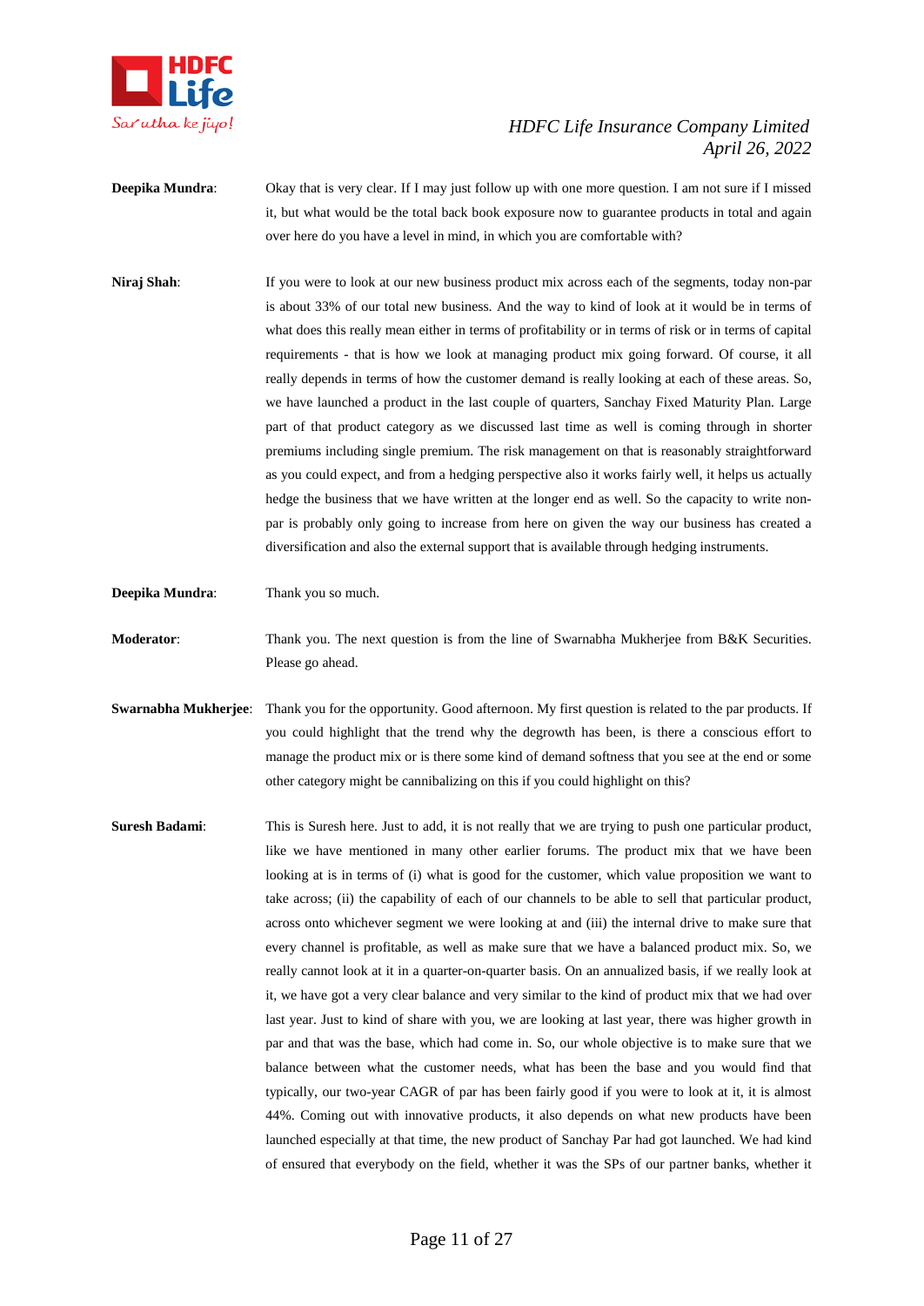**Deepika Mundra**: Okay that is very clear. If I may just follow up with one more question. I am not sure if I missed it, but what would be the total back book exposure now to guarantee products in total and again over here do you have a level in mind, in which you are comfortable with?

**Niraj Shah**: If you were to look at our new business product mix across each of the segments, today non-par is about 33% of our total new business. And the way to kind of look at it would be in terms of what does this really mean either in terms of profitability or in terms of risk or in terms of capital requirements - that is how we look at managing product mix going forward. Of course, it all really depends in terms of how the customer demand is really looking at each of these areas. So, we have launched a product in the last couple of quarters, Sanchay Fixed Maturity Plan. Large part of that product category as we discussed last time as well is coming through in shorter premiums including single premium. The risk management on that is reasonably straightforward as you could expect, and from a hedging perspective also it works fairly well, it helps us actually hedge the business that we have written at the longer end as well. So the capacity to write non-par is probably only going to increase from here on given the way our business has created a diversification and also the external support that is available through hedging instruments.

**Deepika Mundra**: Thank you so much.

**Moderator**: Thank you. The next question is from the line of Swarnabha Mukherjee from B&K Securities. Please go ahead.

**Swarnabha Mukherjee**: Thank you for the opportunity. Good afternoon. My first question is related to the par products. If you could highlight that the trend why the degrowth has been, is there a conscious effort to manage the product mix or is there some kind of demand softness that you see at the end or some other category might be cannibalizing on this if you could highlight on this?

**Suresh Badami**: This is Suresh here. Just to add, it is not really that we are trying to push one particular product, like we have mentioned in many other earlier forums. The product mix that we have been looking at is in terms of (i) what is good for the customer, which value proposition we want to take across; (ii) the capability of each of our channels to be able to sell that particular product, across onto whichever segment we were looking at and (iii) the internal drive to make sure that every channel is profitable, as well as make sure that we have a balanced product mix. So, we really cannot look at it in a quarter-on-quarter basis. On an annualized basis, if we really look at it, we have got a very clear balance and very similar to the kind of product mix that we had over last year. Just to kind of share with you, we are looking at last year, there was higher growth in par and that was the base, which had come in. So, our whole objective is to make sure that we balance between what the customer needs, what has been the base and you would find that typically, our two-year CAGR of par has been fairly good if you were to look at it, it is almost 44%. Coming out with innovative products, it also depends on what new products have been launched especially at that time, the new product of Sanchay Par had got launched. We had kind of ensured that everybody on the field, whether it was the SPs of our partner banks, whether it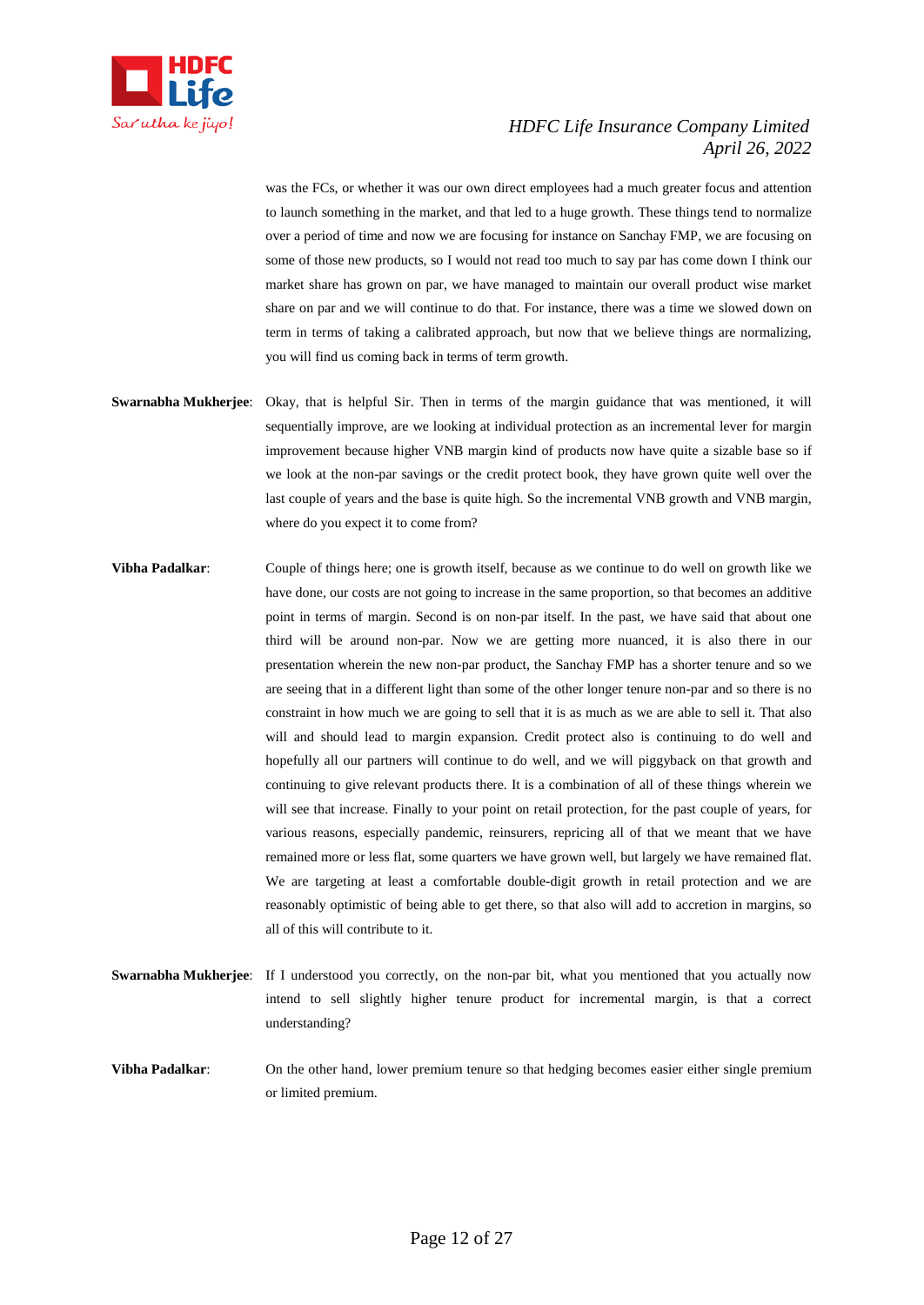was the FCs, or whether it was our own direct employees had a much greater focus and attention to launch something in the market, and that led to a huge growth. These things tend to normalize over a period of time and now we are focusing for instance on Sanchay FMP, we are focusing on some of those new products, so I would not read too much to say par has come down I think our market share has grown on par, we have managed to maintain our overall product wise market share on par and we will continue to do that. For instance, there was a time we slowed down on term in terms of taking a calibrated approach, but now that we believe things are normalizing, you will find us coming back in terms of term growth.

**Swarnabha Mukherjee**: Okay, that is helpful Sir. Then in terms of the margin guidance that was mentioned, it will sequentially improve, are we looking at individual protection as an incremental lever for margin improvement because higher VNB margin kind of products now have quite a sizable base so if we look at the non-par savings or the credit protect book, they have grown quite well over the last couple of years and the base is quite high. So the incremental VNB growth and VNB margin, where do you expect it to come from?

**Vibha Padalkar**: Couple of things here; one is growth itself, because as we continue to do well on growth like we have done, our costs are not going to increase in the same proportion, so that becomes an additive point in terms of margin. Second is on non-par itself. In the past, we have said that about one third will be around non-par. Now we are getting more nuanced, it is also there in our presentation wherein the new non-par product, the Sanchay FMP has a shorter tenure and so we are seeing that in a different light than some of the other longer tenure non-par and so there is no constraint in how much we are going to sell that it is as much as we are able to sell it. That also will and should lead to margin expansion. Credit protect also is continuing to do well and hopefully all our partners will continue to do well, and we will piggyback on that growth and continuing to give relevant products there. It is a combination of all of these things wherein we will see that increase. Finally to your point on retail protection, for the past couple of years, for various reasons, especially pandemic, reinsurers, repricing all of that we meant that we have remained more or less flat, some quarters we have grown well, but largely we have remained flat. We are targeting at least a comfortable double-digit growth in retail protection and we are reasonably optimistic of being able to get there, so that also will add to accretion in margins, so all of this will contribute to it.

**Swarnabha Mukherjee**: If I understood you correctly, on the non-par bit, what you mentioned that you actually now intend to sell slightly higher tenure product for incremental margin, is that a correct understanding?

**Vibha Padalkar**: On the other hand, lower premium tenure so that hedging becomes easier either single premium or limited premium.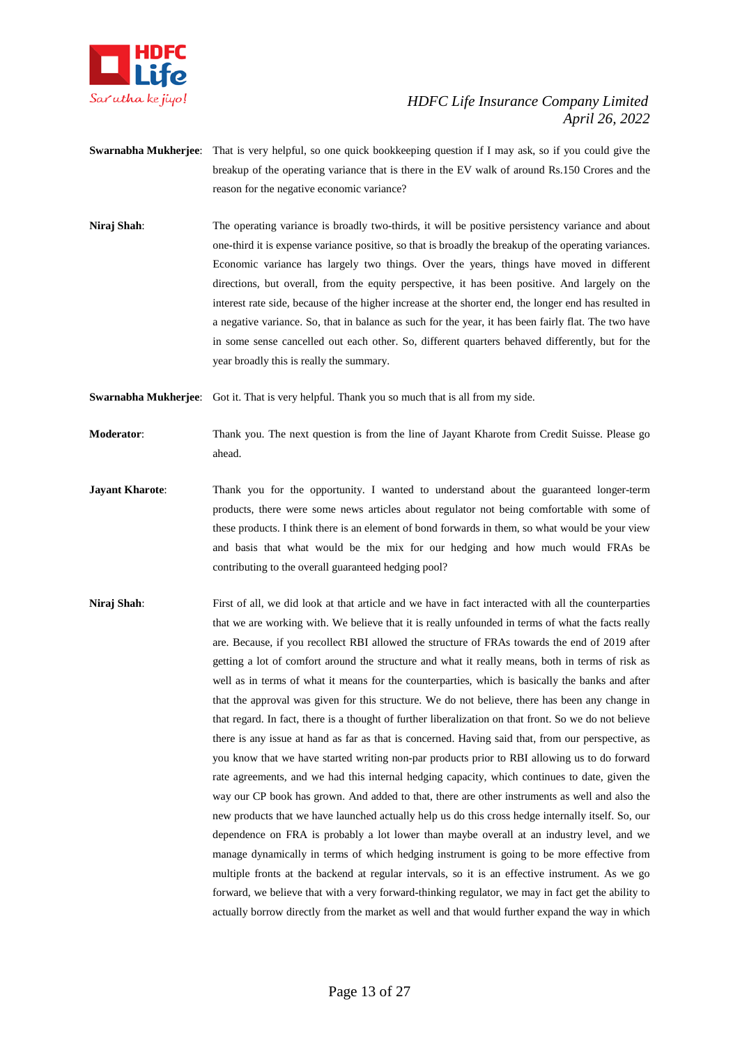**Swarnabha Mukherjee**: That is very helpful, so one quick bookkeeping question if I may ask, so if you could give the breakup of the operating variance that is there in the EV walk of around Rs.150 Crores and the reason for the negative economic variance?

**Niraj Shah**: The operating variance is broadly two-thirds, it will be positive persistency variance and about one-third it is expense variance positive, so that is broadly the breakup of the operating variances. Economic variance has largely two things. Over the years, things have moved in different directions, but overall, from the equity perspective, it has been positive. And largely on the interest rate side, because of the higher increase at the shorter end, the longer end has resulted in a negative variance. So, that in balance as such for the year, it has been fairly flat. The two have in some sense cancelled out each other. So, different quarters behaved differently, but for the year broadly this is really the summary.

**Swarnabha Mukherjee**: Got it. That is very helpful. Thank you so much that is all from my side.

**Moderator**: Thank you. The next question is from the line of Jayant Kharote from Credit Suisse. Please go ahead.

**Jayant Kharote**: Thank you for the opportunity. I wanted to understand about the guaranteed longer-term products, there were some news articles about regulator not being comfortable with some of these products. I think there is an element of bond forwards in them, so what would be your view and basis that what would be the mix for our hedging and how much would FRAs be contributing to the overall guaranteed hedging pool?

**Niraj Shah**: First of all, we did look at that article and we have in fact interacted with all the counterparties that we are working with. We believe that it is really unfounded in terms of what the facts really are. Because, if you recollect RBI allowed the structure of FRAs towards the end of 2019 after getting a lot of comfort around the structure and what it really means, both in terms of risk as well as in terms of what it means for the counterparties, which is basically the banks and after that the approval was given for this structure. We do not believe, there has been any change in that regard. In fact, there is a thought of further liberalization on that front. So we do not believe there is any issue at hand as far as that is concerned. Having said that, from our perspective, as you know that we have started writing non-par products prior to RBI allowing us to do forward rate agreements, and we had this internal hedging capacity, which continues to date, given the way our CP book has grown. And added to that, there are other instruments as well and also the new products that we have launched actually help us do this cross hedge internally itself. So, our dependence on FRA is probably a lot lower than maybe overall at an industry level, and we manage dynamically in terms of which hedging instrument is going to be more effective from multiple fronts at the backend at regular intervals, so it is an effective instrument. As we go forward, we believe that with a very forward-thinking regulator, we may in fact get the ability to actually borrow directly from the market as well and that would further expand the way in which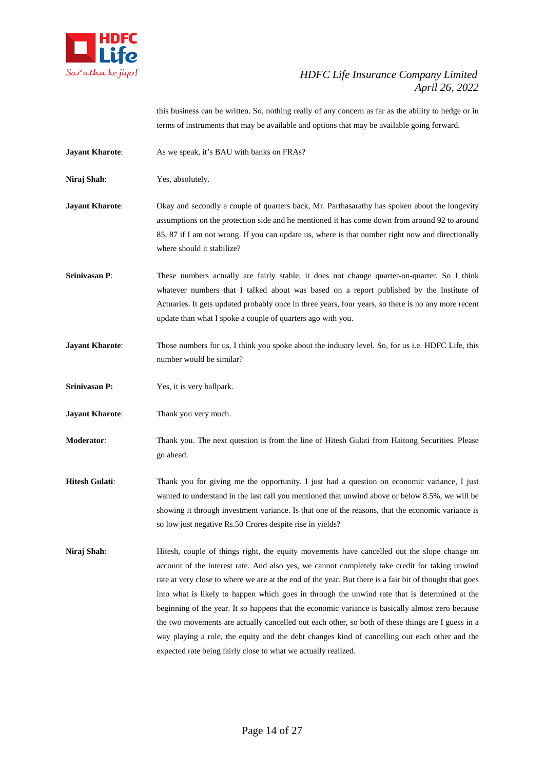this business can be written. So, nothing really of any concern as far as the ability to hedge or in terms of instruments that may be available and options that may be available going forward.

**Jayant Kharote**: As we speak, it's BAU with banks on FRAs?

**Niraj Shah**: Yes, absolutely.

**Jayant Kharote**: Okay and secondly a couple of quarters back, Mr. Parthasarathy has spoken about the longevity assumptions on the protection side and he mentioned it has come down from around 92 to around 85, 87 if I am not wrong. If you can update us, where is that number right now and directionally where should it stabilize?

**Srinivasan P**: These numbers actually are fairly stable, it does not change quarter-on-quarter. So I think whatever numbers that I talked about was based on a report published by the Institute of Actuaries. It gets updated probably once in three years, four years, so there is no any more recent update than what I spoke a couple of quarters ago with you.

**Jayant Kharote**: Those numbers for us, I think you spoke about the industry level. So, for us i.e. HDFC Life, this number would be similar?

**Srinivasan P:** Yes, it is very ballpark.

**Jayant Kharote**: Thank you very much.

**Moderator**: Thank you. The next question is from the line of Hitesh Gulati from Haitong Securities. Please go ahead.

**Hitesh Gulati**: Thank you for giving me the opportunity. I just had a question on economic variance, I just wanted to understand in the last call you mentioned that unwind above or below 8.5%, we will be showing it through investment variance. Is that one of the reasons, that the economic variance is so low just negative Rs.50 Crores despite rise in yields?

**Niraj Shah**: Hitesh, couple of things right, the equity movements have cancelled out the slope change on account of the interest rate. And also yes, we cannot completely take credit for taking unwind rate at very close to where we are at the end of the year. But there is a fair bit of thought that goes into what is likely to happen which goes in through the unwind rate that is determined at the beginning of the year. It so happens that the economic variance is basically almost zero because the two movements are actually cancelled out each other, so both of these things are I guess in a way playing a role, the equity and the debt changes kind of cancelling out each other and the expected rate being fairly close to what we actually realized.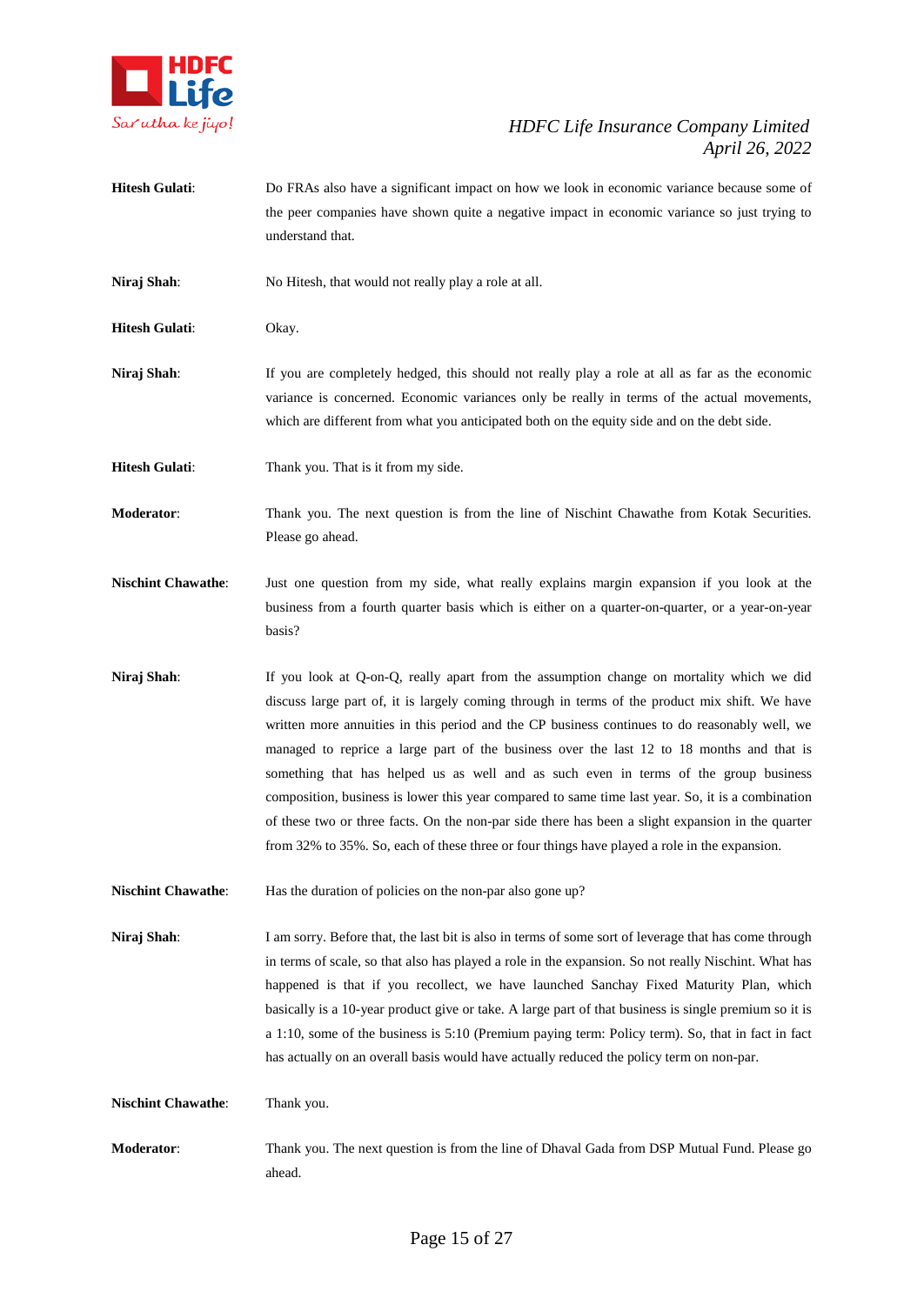**Hitesh Gulati**: Do FRAs also have a significant impact on how we look in economic variance because some of the peer companies have shown quite a negative impact in economic variance so just trying to understand that.

**Niraj Shah**: No Hitesh, that would not really play a role at all.

**Hitesh Gulati**: Okay.

**Niraj Shah**: If you are completely hedged, this should not really play a role at all as far as the economic variance is concerned. Economic variances only be really in terms of the actual movements, which are different from what you anticipated both on the equity side and on the debt side.

**Hitesh Gulati**: Thank you. That is it from my side.

**Moderator**: Thank you. The next question is from the line of Nischint Chawathe from Kotak Securities. Please go ahead.

**Nischint Chawathe**: Just one question from my side, what really explains margin expansion if you look at the business from a fourth quarter basis which is either on a quarter-on-quarter, or a year-on-year basis?

**Niraj Shah**: If you look at Q-on-Q, really apart from the assumption change on mortality which we did discuss large part of, it is largely coming through in terms of the product mix shift. We have written more annuities in this period and the CP business continues to do reasonably well, we managed to reprice a large part of the business over the last 12 to 18 months and that is something that has helped us as well and as such even in terms of the group business composition, business is lower this year compared to same time last year. So, it is a combination of these two or three facts. On the non-par side there has been a slight expansion in the quarter from 32% to 35%. So, each of these three or four things have played a role in the expansion.

**Nischint Chawathe**: Has the duration of policies on the non-par also gone up?

**Niraj Shah**: I am sorry. Before that, the last bit is also in terms of some sort of leverage that has come through in terms of scale, so that also has played a role in the expansion. So not really Nischint. What has happened is that if you recollect, we have launched Sanchay Fixed Maturity Plan, which basically is a 10-year product give or take. A large part of that business is single premium so it is a 1:10, some of the business is 5:10 (Premium paying term: Policy term). So, that in fact in fact has actually on an overall basis would have actually reduced the policy term on non-par.

**Nischint Chawathe**: Thank you.

**Moderator**: Thank you. The next question is from the line of Dhaval Gada from DSP Mutual Fund. Please go ahead.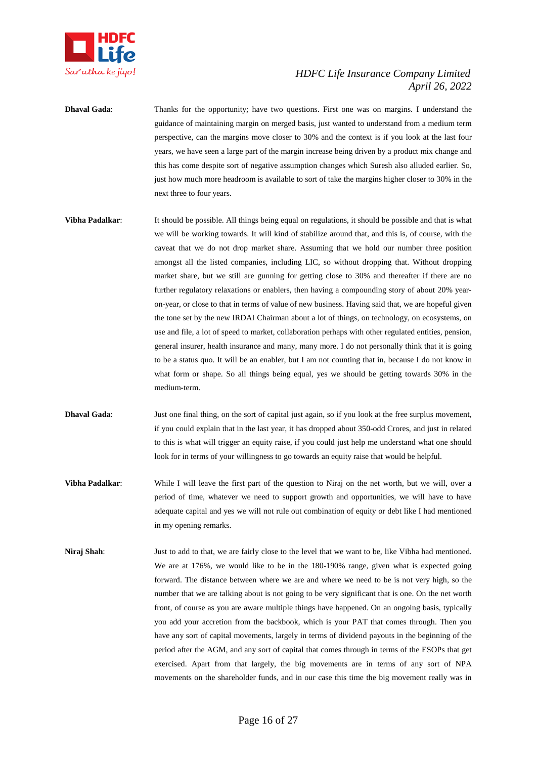**Dhaval Gada**: Thanks for the opportunity; have two questions. First one was on margins. I understand the guidance of maintaining margin on merged basis, just wanted to understand from a medium term perspective, can the margins move closer to 30% and the context is if you look at the last four years, we have seen a large part of the margin increase being driven by a product mix change and this has come despite sort of negative assumption changes which Suresh also alluded earlier. So, just how much more headroom is available to sort of take the margins higher closer to 30% in the next three to four years.

**Vibha Padalkar**: It should be possible. All things being equal on regulations, it should be possible and that is what we will be working towards. It will kind of stabilize around that, and this is, of course, with the caveat that we do not drop market share. Assuming that we hold our number three position amongst all the listed companies, including LIC, so without dropping that. Without dropping market share, but we still are gunning for getting close to 30% and thereafter if there are no further regulatory relaxations or enablers, then having a compounding story of about 20% year-on-year, or close to that in terms of value of new business. Having said that, we are hopeful given the tone set by the new IRDAI Chairman about a lot of things, on technology, on ecosystems, on use and file, a lot of speed to market, collaboration perhaps with other regulated entities, pension, general insurer, health insurance and many, many more. I do not personally think that it is going to be a status quo. It will be an enabler, but I am not counting that in, because I do not know in what form or shape. So all things being equal, yes we should be getting towards 30% in the medium-term.

**Dhaval Gada**: Just one final thing, on the sort of capital just again, so if you look at the free surplus movement, if you could explain that in the last year, it has dropped about 350-odd Crores, and just in related to this is what will trigger an equity raise, if you could just help me understand what one should look for in terms of your willingness to go towards an equity raise that would be helpful.

**Vibha Padalkar**: While I will leave the first part of the question to Niraj on the net worth, but we will, over a period of time, whatever we need to support growth and opportunities, we will have to have adequate capital and yes we will not rule out combination of equity or debt like I had mentioned in my opening remarks.

**Niraj Shah**: Just to add to that, we are fairly close to the level that we want to be, like Vibha had mentioned. We are at 176%, we would like to be in the 180-190% range, given what is expected going forward. The distance between where we are and where we need to be is not very high, so the number that we are talking about is not going to be very significant that is one. On the net worth front, of course as you are aware multiple things have happened. On an ongoing basis, typically you add your accretion from the backbook, which is your PAT that comes through. Then you have any sort of capital movements, largely in terms of dividend payouts in the beginning of the period after the AGM, and any sort of capital that comes through in terms of the ESOPs that get exercised. Apart from that largely, the big movements are in terms of any sort of NPA movements on the shareholder funds, and in our case this time the big movement really was in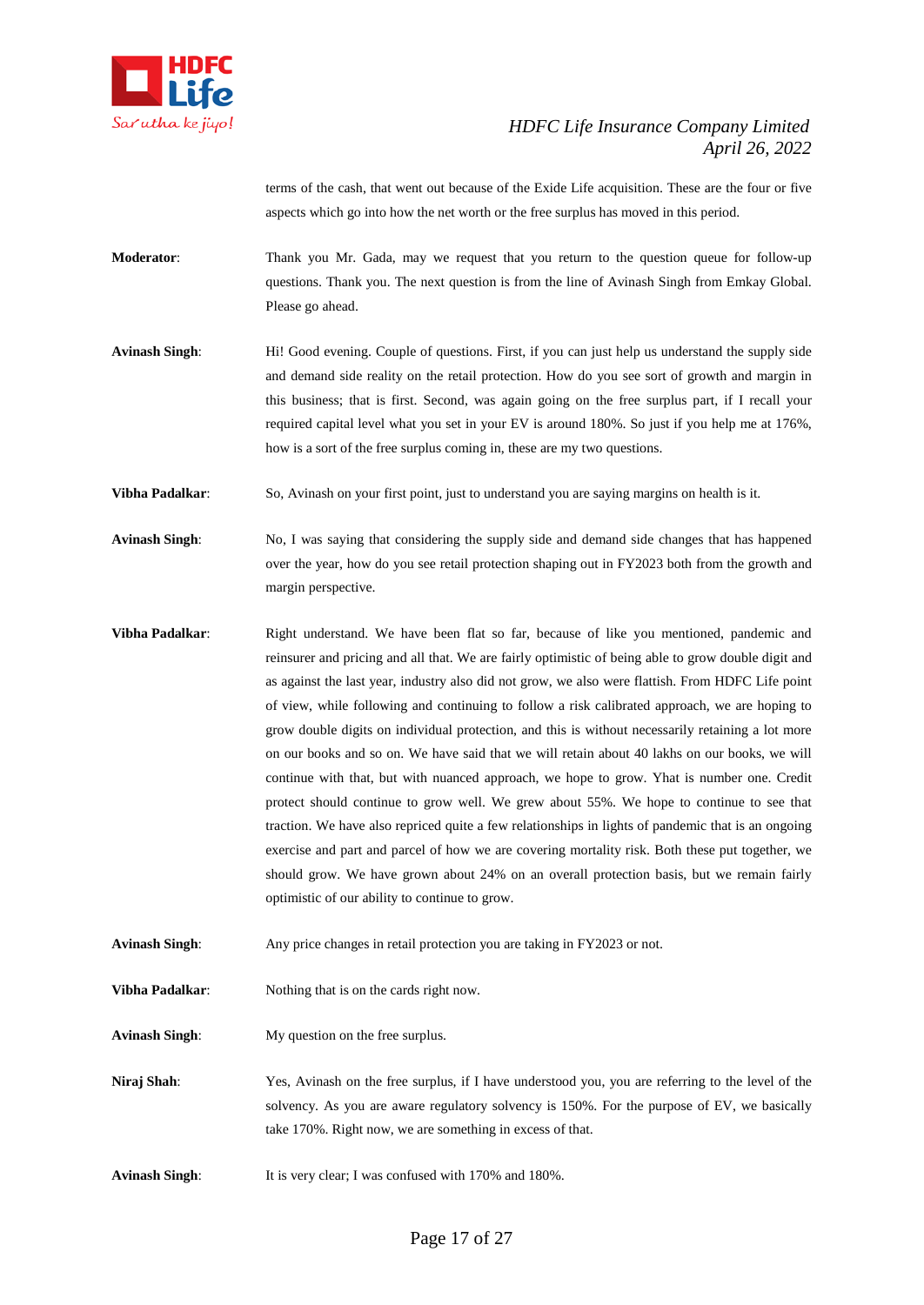terms of the cash, that went out because of the Exide Life acquisition. These are the four or five aspects which go into how the net worth or the free surplus has moved in this period.

**Moderator**: Thank you Mr. Gada, may we request that you return to the question queue for follow-up questions. Thank you. The next question is from the line of Avinash Singh from Emkay Global. Please go ahead.

**Avinash Singh**: Hi! Good evening. Couple of questions. First, if you can just help us understand the supply side and demand side reality on the retail protection. How do you see sort of growth and margin in this business; that is first. Second, was again going on the free surplus part, if I recall your required capital level what you set in your EV is around 180%. So just if you help me at 176%, how is a sort of the free surplus coming in, these are my two questions.

**Vibha Padalkar**: So, Avinash on your first point, just to understand you are saying margins on health is it.

**Avinash Singh**: No, I was saying that considering the supply side and demand side changes that has happened over the year, how do you see retail protection shaping out in FY2023 both from the growth and margin perspective.

**Vibha Padalkar**: Right understand. We have been flat so far, because of like you mentioned, pandemic and reinsurer and pricing and all that. We are fairly optimistic of being able to grow double digit and as against the last year, industry also did not grow, we also were flattish. From HDFC Life point of view, while following and continuing to follow a risk calibrated approach, we are hoping to grow double digits on individual protection, and this is without necessarily retaining a lot more on our books and so on. We have said that we will retain about 40 lakhs on our books, we will continue with that, but with nuanced approach, we hope to grow. Yhat is number one. Credit protect should continue to grow well. We grew about 55%. We hope to continue to see that traction. We have also repriced quite a few relationships in lights of pandemic that is an ongoing exercise and part and parcel of how we are covering mortality risk. Both these put together, we should grow. We have grown about 24% on an overall protection basis, but we remain fairly optimistic of our ability to continue to grow.

**Avinash Singh**: Any price changes in retail protection you are taking in FY2023 or not.

**Vibha Padalkar**: Nothing that is on the cards right now.

**Avinash Singh**: My question on the free surplus.

**Niraj Shah**: Yes, Avinash on the free surplus, if I have understood you, you are referring to the level of the solvency. As you are aware regulatory solvency is 150%. For the purpose of EV, we basically take 170%. Right now, we are something in excess of that.

**Avinash Singh**: It is very clear; I was confused with 170% and 180%.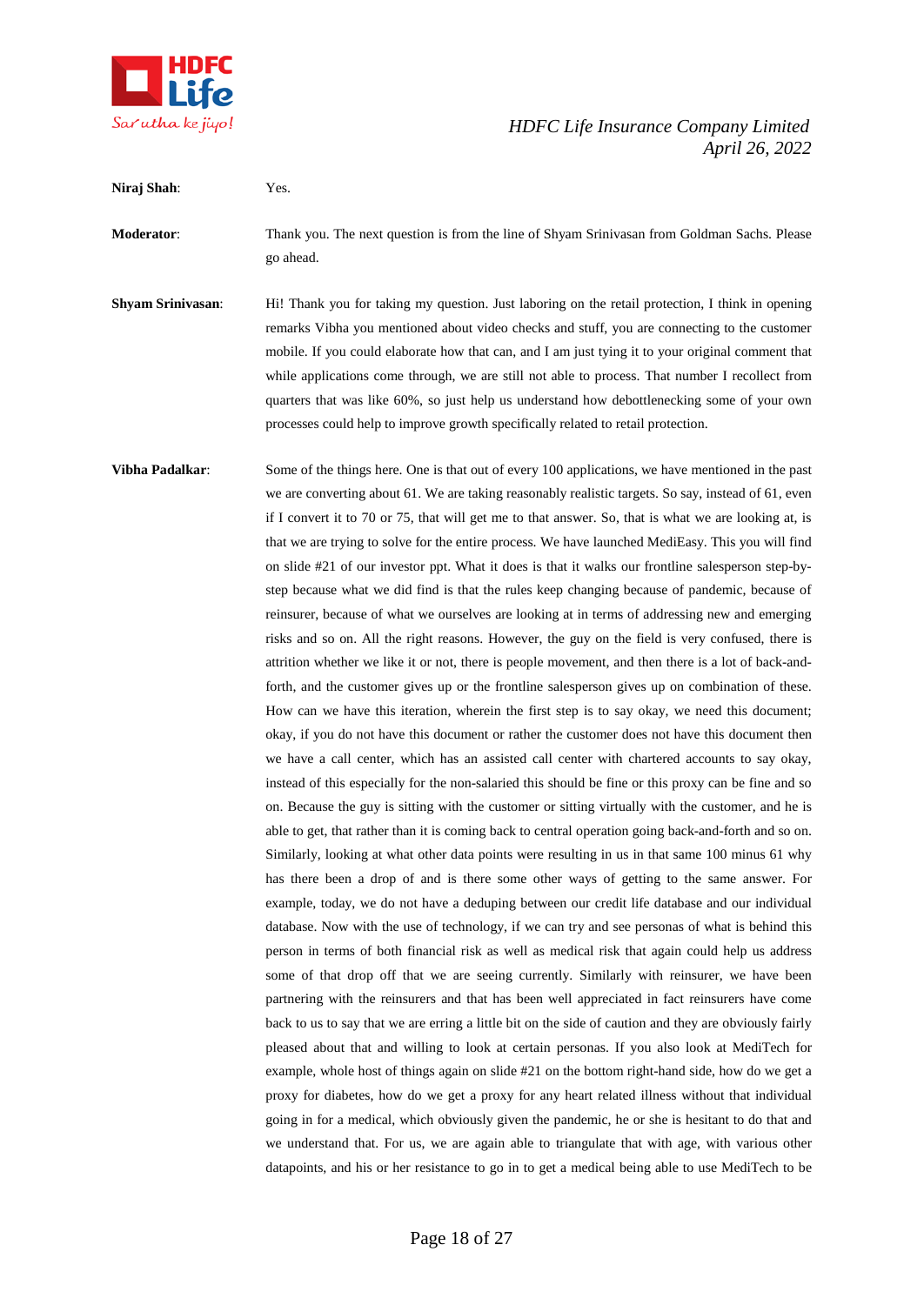**Niraj Shah**: Yes.

**Moderator**: Thank you. The next question is from the line of Shyam Srinivasan from Goldman Sachs. Please go ahead.

**Shyam Srinivasan**: Hi! Thank you for taking my question. Just laboring on the retail protection, I think in opening remarks Vibha you mentioned about video checks and stuff, you are connecting to the customer mobile. If you could elaborate how that can, and I am just tying it to your original comment that while applications come through, we are still not able to process. That number I recollect from quarters that was like 60%, so just help us understand how debottlenecking some of your own processes could help to improve growth specifically related to retail protection.

**Vibha Padalkar**: Some of the things here. One is that out of every 100 applications, we have mentioned in the past we are converting about 61. We are taking reasonably realistic targets. So say, instead of 61, even if I convert it to 70 or 75, that will get me to that answer. So, that is what we are looking at, is that we are trying to solve for the entire process. We have launched MediEasy. This you will find on slide #21 of our investor ppt. What it does is that it walks our frontline salesperson step-by-step because what we did find is that the rules keep changing because of pandemic, because of reinsurer, because of what we ourselves are looking at in terms of addressing new and emerging risks and so on. All the right reasons. However, the guy on the field is very confused, there is attrition whether we like it or not, there is people movement, and then there is a lot of back-and-forth, and the customer gives up or the frontline salesperson gives up on combination of these. How can we have this iteration, wherein the first step is to say okay, we need this document; okay, if you do not have this document or rather the customer does not have this document then we have a call center, which has an assisted call center with chartered accounts to say okay, instead of this especially for the non-salaried this should be fine or this proxy can be fine and so on. Because the guy is sitting with the customer or sitting virtually with the customer, and he is able to get, that rather than it is coming back to central operation going back-and-forth and so on. Similarly, looking at what other data points were resulting in us in that same 100 minus 61 why has there been a drop of and is there some other ways of getting to the same answer. For example, today, we do not have a deduping between our credit life database and our individual database. Now with the use of technology, if we can try and see personas of what is behind this person in terms of both financial risk as well as medical risk that again could help us address some of that drop off that we are seeing currently. Similarly with reinsurer, we have been partnering with the reinsurers and that has been well appreciated in fact reinsurers have come back to us to say that we are erring a little bit on the side of caution and they are obviously fairly pleased about that and willing to look at certain personas. If you also look at MediTech for example, whole host of things again on slide #21 on the bottom right-hand side, how do we get a proxy for diabetes, how do we get a proxy for any heart related illness without that individual going in for a medical, which obviously given the pandemic, he or she is hesitant to do that and we understand that. For us, we are again able to triangulate that with age, with various other datapoints, and his or her resistance to go in to get a medical being able to use MediTech to be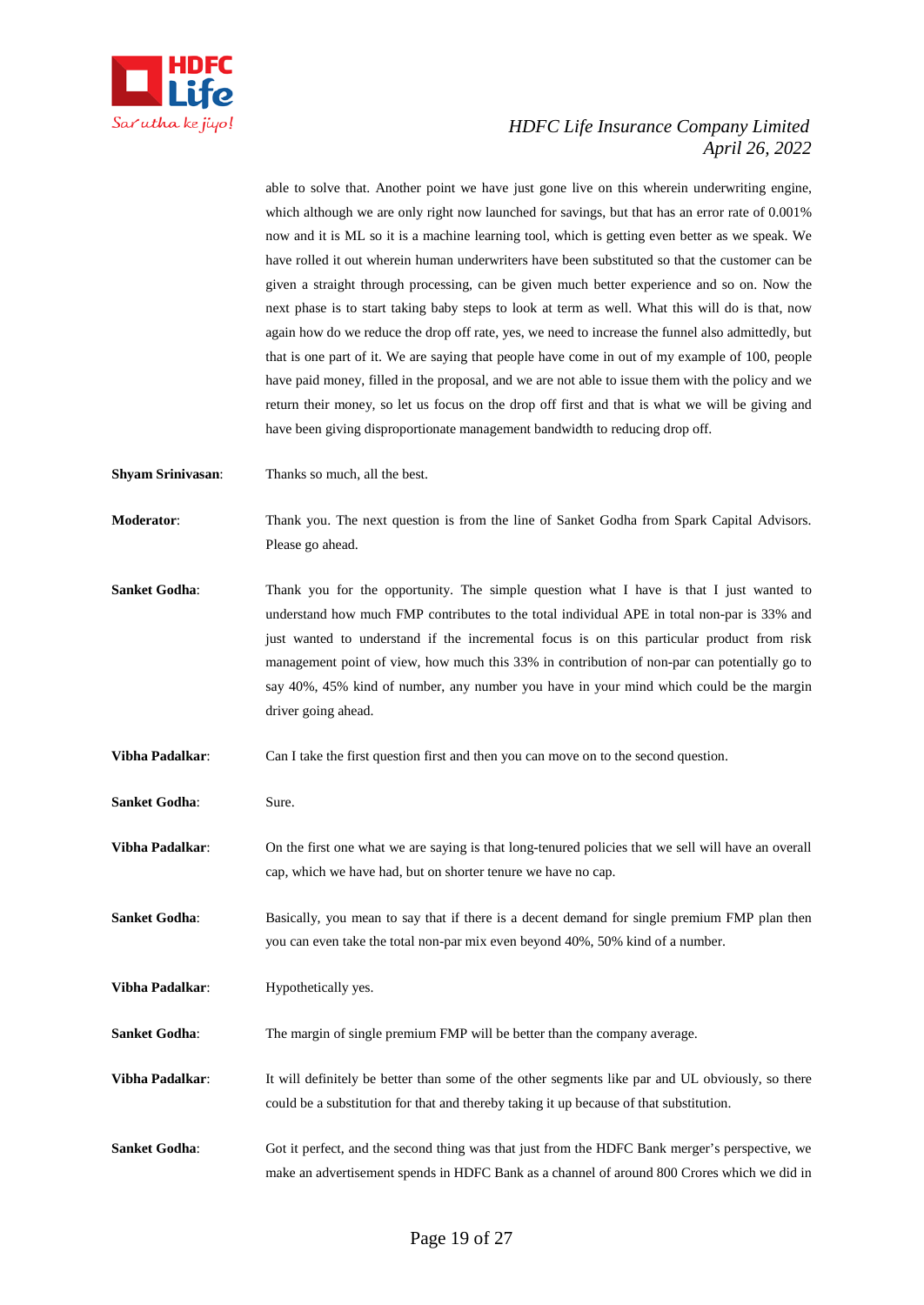able to solve that. Another point we have just gone live on this wherein underwriting engine, which although we are only right now launched for savings, but that has an error rate of 0.001% now and it is ML so it is a machine learning tool, which is getting even better as we speak. We have rolled it out wherein human underwriters have been substituted so that the customer can be given a straight through processing, can be given much better experience and so on. Now the next phase is to start taking baby steps to look at term as well. What this will do is that, now again how do we reduce the drop off rate, yes, we need to increase the funnel also admittedly, but that is one part of it. We are saying that people have come in out of my example of 100, people have paid money, filled in the proposal, and we are not able to issue them with the policy and we return their money, so let us focus on the drop off first and that is what we will be giving and have been giving disproportionate management bandwidth to reducing drop off.

**Shyam Srinivasan**: Thanks so much, all the best.

**Moderator**: Thank you. The next question is from the line of Sanket Godha from Spark Capital Advisors. Please go ahead.

**Sanket Godha**: Thank you for the opportunity. The simple question what I have is that I just wanted to understand how much FMP contributes to the total individual APE in total non-par is 33% and just wanted to understand if the incremental focus is on this particular product from risk management point of view, how much this 33% in contribution of non-par can potentially go to say 40%, 45% kind of number, any number you have in your mind which could be the margin driver going ahead.

**Vibha Padalkar**: Can I take the first question first and then you can move on to the second question.

**Sanket Godha**: Sure.

**Vibha Padalkar**: On the first one what we are saying is that long-tenured policies that we sell will have an overall cap, which we have had, but on shorter tenure we have no cap.

**Sanket Godha**: Basically, you mean to say that if there is a decent demand for single premium FMP plan then you can even take the total non-par mix even beyond 40%, 50% kind of a number.

**Vibha Padalkar**: Hypothetically yes.

**Sanket Godha**: The margin of single premium FMP will be better than the company average.

**Vibha Padalkar**: It will definitely be better than some of the other segments like par and UL obviously, so there could be a substitution for that and thereby taking it up because of that substitution.

**Sanket Godha**: Got it perfect, and the second thing was that just from the HDFC Bank merger's perspective, we make an advertisement spends in HDFC Bank as a channel of around 800 Crores which we did in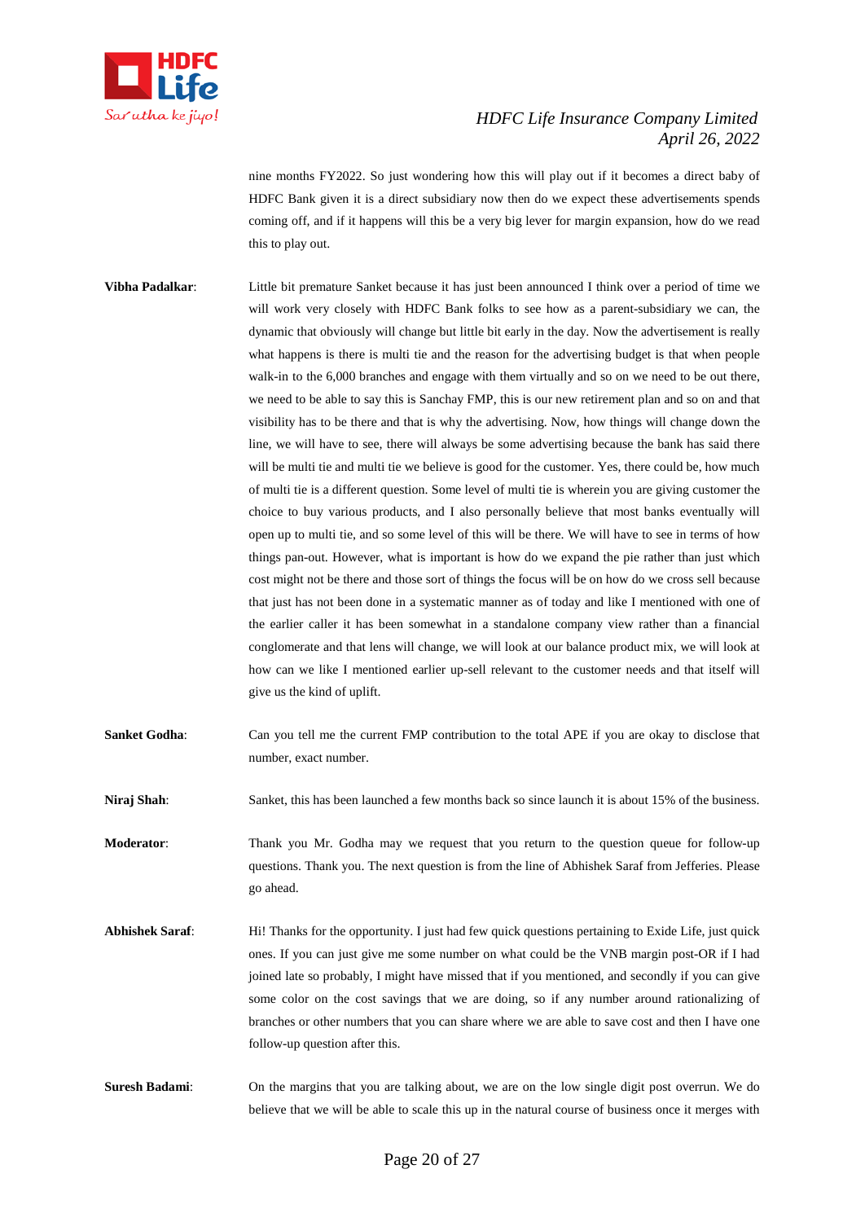nine months FY2022. So just wondering how this will play out if it becomes a direct baby of HDFC Bank given it is a direct subsidiary now then do we expect these advertisements spends coming off, and if it happens will this be a very big lever for margin expansion, how do we read this to play out.

**Vibha Padalkar**: Little bit premature Sanket because it has just been announced I think over a period of time we will work very closely with HDFC Bank folks to see how as a parent-subsidiary we can, the dynamic that obviously will change but little bit early in the day. Now the advertisement is really what happens is there is multi tie and the reason for the advertising budget is that when people walk-in to the 6,000 branches and engage with them virtually and so on we need to be out there, we need to be able to say this is Sanchay FMP, this is our new retirement plan and so on and that visibility has to be there and that is why the advertising. Now, how things will change down the line, we will have to see, there will always be some advertising because the bank has said there will be multi tie and multi tie we believe is good for the customer. Yes, there could be, how much of multi tie is a different question. Some level of multi tie is wherein you are giving customer the choice to buy various products, and I also personally believe that most banks eventually will open up to multi tie, and so some level of this will be there. We will have to see in terms of how things pan-out. However, what is important is how do we expand the pie rather than just which cost might not be there and those sort of things the focus will be on how do we cross sell because that just has not been done in a systematic manner as of today and like I mentioned with one of the earlier caller it has been somewhat in a standalone company view rather than a financial conglomerate and that lens will change, we will look at our balance product mix, we will look at how can we like I mentioned earlier up-sell relevant to the customer needs and that itself will give us the kind of uplift.

**Sanket Godha**: Can you tell me the current FMP contribution to the total APE if you are okay to disclose that number, exact number.

**Niraj Shah**: Sanket, this has been launched a few months back so since launch it is about 15% of the business.

**Moderator**: Thank you Mr. Godha may we request that you return to the question queue for follow-up questions. Thank you. The next question is from the line of Abhishek Saraf from Jefferies. Please go ahead.

**Abhishek Saraf**: Hi! Thanks for the opportunity. I just had few quick questions pertaining to Exide Life, just quick ones. If you can just give me some number on what could be the VNB margin post-OR if I had joined late so probably, I might have missed that if you mentioned, and secondly if you can give some color on the cost savings that we are doing, so if any number around rationalizing of branches or other numbers that you can share where we are able to save cost and then I have one follow-up question after this.

**Suresh Badami**: On the margins that you are talking about, we are on the low single digit post overrun. We do believe that we will be able to scale this up in the natural course of business once it merges with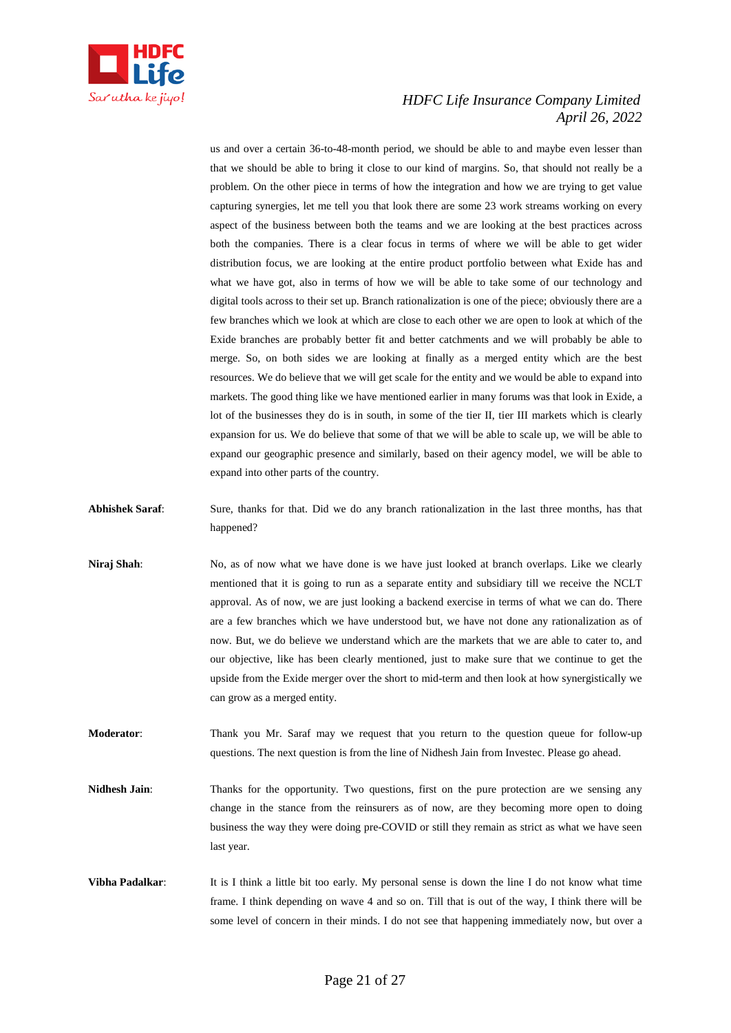us and over a certain 36-to-48-month period, we should be able to and maybe even lesser than that we should be able to bring it close to our kind of margins. So, that should not really be a problem. On the other piece in terms of how the integration and how we are trying to get value capturing synergies, let me tell you that look there are some 23 work streams working on every aspect of the business between both the teams and we are looking at the best practices across both the companies. There is a clear focus in terms of where we will be able to get wider distribution focus, we are looking at the entire product portfolio between what Exide has and what we have got, also in terms of how we will be able to take some of our technology and digital tools across to their set up. Branch rationalization is one of the piece; obviously there are a few branches which we look at which are close to each other we are open to look at which of the Exide branches are probably better fit and better catchments and we will probably be able to merge. So, on both sides we are looking at finally as a merged entity which are the best resources. We do believe that we will get scale for the entity and we would be able to expand into markets. The good thing like we have mentioned earlier in many forums was that look in Exide, a lot of the businesses they do is in south, in some of the tier II, tier III markets which is clearly expansion for us. We do believe that some of that we will be able to scale up, we will be able to expand our geographic presence and similarly, based on their agency model, we will be able to expand into other parts of the country.

**Abhishek Saraf**: Sure, thanks for that. Did we do any branch rationalization in the last three months, has that happened?

**Niraj Shah**: No, as of now what we have done is we have just looked at branch overlaps. Like we clearly mentioned that it is going to run as a separate entity and subsidiary till we receive the NCLT approval. As of now, we are just looking a backend exercise in terms of what we can do. There are a few branches which we have understood but, we have not done any rationalization as of now. But, we do believe we understand which are the markets that we are able to cater to, and our objective, like has been clearly mentioned, just to make sure that we continue to get the upside from the Exide merger over the short to mid-term and then look at how synergistically we can grow as a merged entity.

**Moderator**: Thank you Mr. Saraf may we request that you return to the question queue for follow-up questions. The next question is from the line of Nidhesh Jain from Investec. Please go ahead.

**Nidhesh Jain**: Thanks for the opportunity. Two questions, first on the pure protection are we sensing any change in the stance from the reinsurers as of now, are they becoming more open to doing business the way they were doing pre-COVID or still they remain as strict as what we have seen last year.

**Vibha Padalkar**: It is I think a little bit too early. My personal sense is down the line I do not know what time frame. I think depending on wave 4 and so on. Till that is out of the way, I think there will be some level of concern in their minds. I do not see that happening immediately now, but over a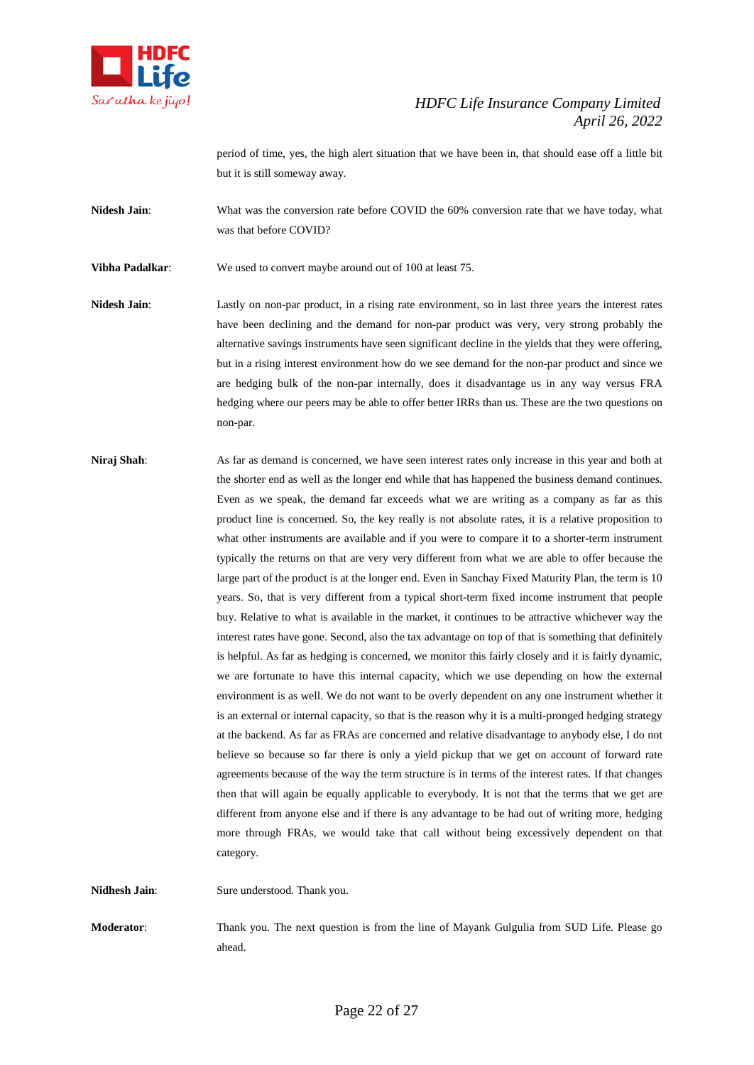period of time, yes, the high alert situation that we have been in, that should ease off a little bit but it is still someway away.

**Nidesh Jain**: What was the conversion rate before COVID the 60% conversion rate that we have today, what was that before COVID?

**Vibha Padalkar**: We used to convert maybe around out of 100 at least 75.

**Nidesh Jain**: Lastly on non-par product, in a rising rate environment, so in last three years the interest rates have been declining and the demand for non-par product was very, very strong probably the alternative savings instruments have seen significant decline in the yields that they were offering, but in a rising interest environment how do we see demand for the non-par product and since we are hedging bulk of the non-par internally, does it disadvantage us in any way versus FRA hedging where our peers may be able to offer better IRRs than us. These are the two questions on non-par.

**Niraj Shah**: As far as demand is concerned, we have seen interest rates only increase in this year and both at the shorter end as well as the longer end while that has happened the business demand continues. Even as we speak, the demand far exceeds what we are writing as a company as far as this product line is concerned. So, the key really is not absolute rates, it is a relative proposition to what other instruments are available and if you were to compare it to a shorter-term instrument typically the returns on that are very very different from what we are able to offer because the large part of the product is at the longer end. Even in Sanchay Fixed Maturity Plan, the term is 10 years. So, that is very different from a typical short-term fixed income instrument that people buy. Relative to what is available in the market, it continues to be attractive whichever way the interest rates have gone. Second, also the tax advantage on top of that is something that definitely is helpful. As far as hedging is concerned, we monitor this fairly closely and it is fairly dynamic, we are fortunate to have this internal capacity, which we use depending on how the external environment is as well. We do not want to be overly dependent on any one instrument whether it is an external or internal capacity, so that is the reason why it is a multi-pronged hedging strategy at the backend. As far as FRAs are concerned and relative disadvantage to anybody else, I do not believe so because so far there is only a yield pickup that we get on account of forward rate agreements because of the way the term structure is in terms of the interest rates. If that changes then that will again be equally applicable to everybody. It is not that the terms that we get are different from anyone else and if there is any advantage to be had out of writing more, hedging more through FRAs, we would take that call without being excessively dependent on that category.

**Nidhesh Jain**: Sure understood. Thank you.

**Moderator**: Thank you. The next question is from the line of Mayank Gulgulia from SUD Life. Please go ahead.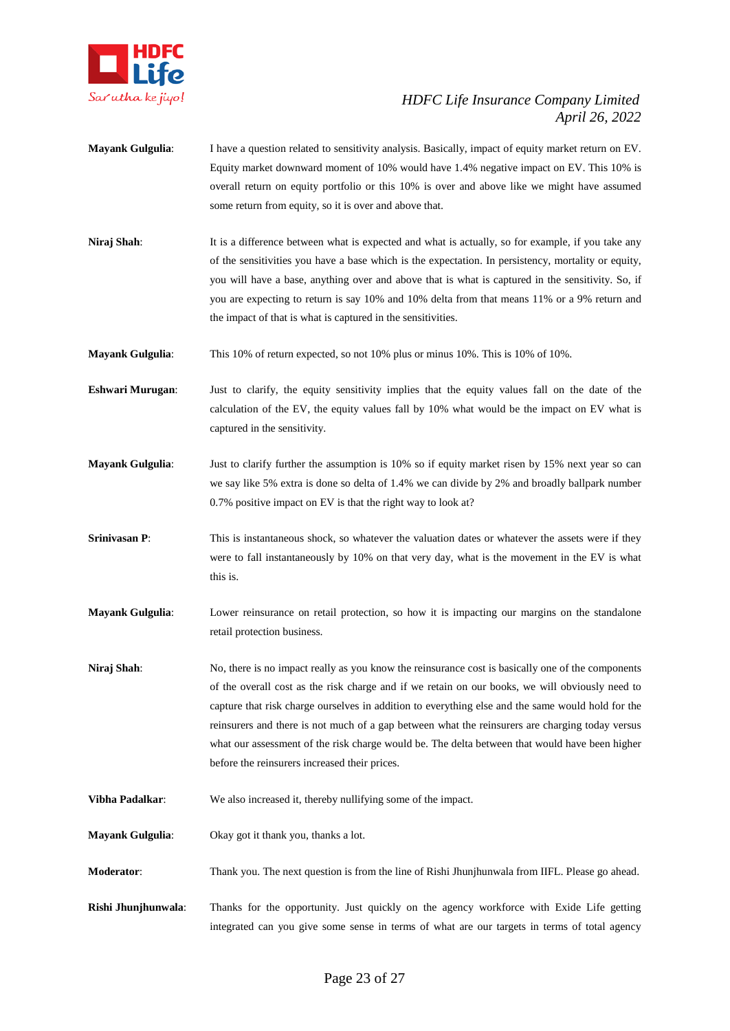**Mayank Gulgulia**: I have a question related to sensitivity analysis. Basically, impact of equity market return on EV. Equity market downward moment of 10% would have 1.4% negative impact on EV. This 10% is overall return on equity portfolio or this 10% is over and above like we might have assumed some return from equity, so it is over and above that.

**Niraj Shah**: It is a difference between what is expected and what is actually, so for example, if you take any of the sensitivities you have a base which is the expectation. In persistency, mortality or equity, you will have a base, anything over and above that is what is captured in the sensitivity. So, if you are expecting to return is say 10% and 10% delta from that means 11% or a 9% return and the impact of that is what is captured in the sensitivities.

**Mayank Gulgulia**: This 10% of return expected, so not 10% plus or minus 10%. This is 10% of 10%.

**Eshwari Murugan**: Just to clarify, the equity sensitivity implies that the equity values fall on the date of the calculation of the EV, the equity values fall by 10% what would be the impact on EV what is captured in the sensitivity.

**Mayank Gulgulia**: Just to clarify further the assumption is 10% so if equity market risen by 15% next year so can we say like 5% extra is done so delta of 1.4% we can divide by 2% and broadly ballpark number 0.7% positive impact on EV is that the right way to look at?

**Srinivasan P**: This is instantaneous shock, so whatever the valuation dates or whatever the assets were if they were to fall instantaneously by 10% on that very day, what is the movement in the EV is what this is.

**Mayank Gulgulia**: Lower reinsurance on retail protection, so how it is impacting our margins on the standalone retail protection business.

**Niraj Shah**: No, there is no impact really as you know the reinsurance cost is basically one of the components of the overall cost as the risk charge and if we retain on our books, we will obviously need to capture that risk charge ourselves in addition to everything else and the same would hold for the reinsurers and there is not much of a gap between what the reinsurers are charging today versus what our assessment of the risk charge would be. The delta between that would have been higher before the reinsurers increased their prices.

**Vibha Padalkar**: We also increased it, thereby nullifying some of the impact.

**Mayank Gulgulia**: Okay got it thank you, thanks a lot.

**Moderator**: Thank you. The next question is from the line of Rishi Jhunjhunwala from IIFL. Please go ahead.

**Rishi Jhunjhunwala**: Thanks for the opportunity. Just quickly on the agency workforce with Exide Life getting integrated can you give some sense in terms of what are our targets in terms of total agency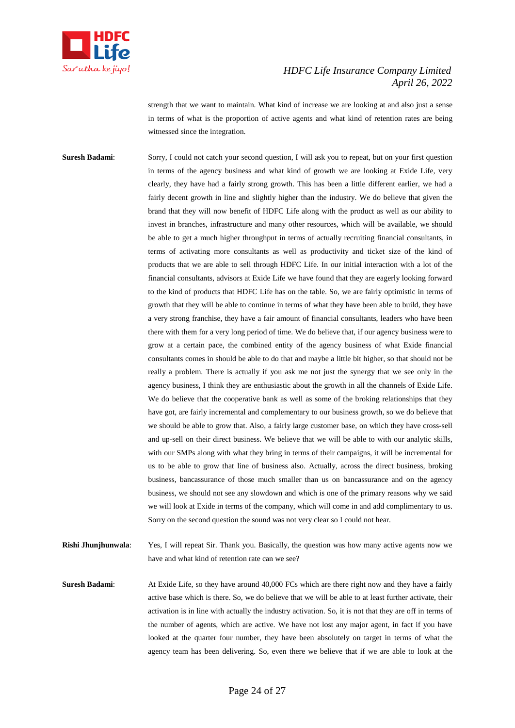strength that we want to maintain. What kind of increase we are looking at and also just a sense in terms of what is the proportion of active agents and what kind of retention rates are being witnessed since the integration.

**Suresh Badami**: Sorry, I could not catch your second question, I will ask you to repeat, but on your first question in terms of the agency business and what kind of growth we are looking at Exide Life, very clearly, they have had a fairly strong growth. This has been a little different earlier, we had a fairly decent growth in line and slightly higher than the industry. We do believe that given the brand that they will now benefit of HDFC Life along with the product as well as our ability to invest in branches, infrastructure and many other resources, which will be available, we should be able to get a much higher throughput in terms of actually recruiting financial consultants, in terms of activating more consultants as well as productivity and ticket size of the kind of products that we are able to sell through HDFC Life. In our initial interaction with a lot of the financial consultants, advisors at Exide Life we have found that they are eagerly looking forward to the kind of products that HDFC Life has on the table. So, we are fairly optimistic in terms of growth that they will be able to continue in terms of what they have been able to build, they have a very strong franchise, they have a fair amount of financial consultants, leaders who have been there with them for a very long period of time. We do believe that, if our agency business were to grow at a certain pace, the combined entity of the agency business of what Exide financial consultants comes in should be able to do that and maybe a little bit higher, so that should not be really a problem. There is actually if you ask me not just the synergy that we see only in the agency business, I think they are enthusiastic about the growth in all the channels of Exide Life. We do believe that the cooperative bank as well as some of the broking relationships that they have got, are fairly incremental and complementary to our business growth, so we do believe that we should be able to grow that. Also, a fairly large customer base, on which they have cross-sell and up-sell on their direct business. We believe that we will be able to with our analytic skills, with our SMPs along with what they bring in terms of their campaigns, it will be incremental for us to be able to grow that line of business also. Actually, across the direct business, broking business, bancassurance of those much smaller than us on bancassurance and on the agency business, we should not see any slowdown and which is one of the primary reasons why we said we will look at Exide in terms of the company, which will come in and add complimentary to us. Sorry on the second question the sound was not very clear so I could not hear.

**Rishi Jhunjhunwala**: Yes, I will repeat Sir. Thank you. Basically, the question was how many active agents now we have and what kind of retention rate can we see?

**Suresh Badami**: At Exide Life, so they have around 40,000 FCs which are there right now and they have a fairly active base which is there. So, we do believe that we will be able to at least further activate, their activation is in line with actually the industry activation. So, it is not that they are off in terms of the number of agents, which are active. We have not lost any major agent, in fact if you have looked at the quarter four number, they have been absolutely on target in terms of what the agency team has been delivering. So, even there we believe that if we are able to look at the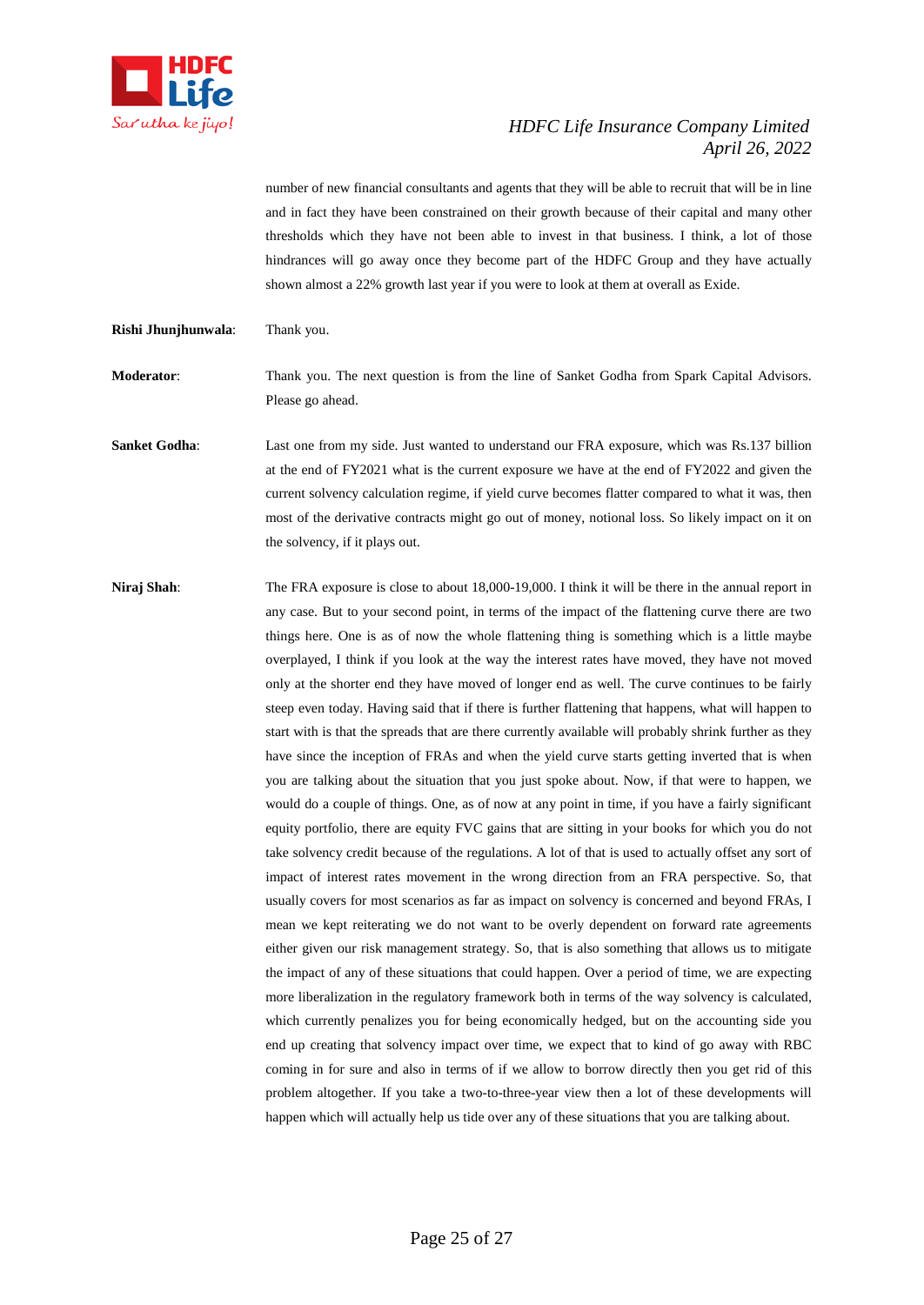number of new financial consultants and agents that they will be able to recruit that will be in line and in fact they have been constrained on their growth because of their capital and many other thresholds which they have not been able to invest in that business. I think, a lot of those hindrances will go away once they become part of the HDFC Group and they have actually shown almost a 22% growth last year if you were to look at them at overall as Exide.

**Rishi Jhunjhunwala**: Thank you.

**Moderator**: Thank you. The next question is from the line of Sanket Godha from Spark Capital Advisors. Please go ahead.

**Sanket Godha**: Last one from my side. Just wanted to understand our FRA exposure, which was Rs.137 billion at the end of FY2021 what is the current exposure we have at the end of FY2022 and given the current solvency calculation regime, if yield curve becomes flatter compared to what it was, then most of the derivative contracts might go out of money, notional loss. So likely impact on it on the solvency, if it plays out.

**Niraj Shah**: The FRA exposure is close to about 18,000-19,000. I think it will be there in the annual report in any case. But to your second point, in terms of the impact of the flattening curve there are two things here. One is as of now the whole flattening thing is something which is a little maybe overplayed, I think if you look at the way the interest rates have moved, they have not moved only at the shorter end they have moved of longer end as well. The curve continues to be fairly steep even today. Having said that if there is further flattening that happens, what will happen to start with is that the spreads that are there currently available will probably shrink further as they have since the inception of FRAs and when the yield curve starts getting inverted that is when you are talking about the situation that you just spoke about. Now, if that were to happen, we would do a couple of things. One, as of now at any point in time, if you have a fairly significant equity portfolio, there are equity FVC gains that are sitting in your books for which you do not take solvency credit because of the regulations. A lot of that is used to actually offset any sort of impact of interest rates movement in the wrong direction from an FRA perspective. So, that usually covers for most scenarios as far as impact on solvency is concerned and beyond FRAs, I mean we kept reiterating we do not want to be overly dependent on forward rate agreements either given our risk management strategy. So, that is also something that allows us to mitigate the impact of any of these situations that could happen. Over a period of time, we are expecting more liberalization in the regulatory framework both in terms of the way solvency is calculated, which currently penalizes you for being economically hedged, but on the accounting side you end up creating that solvency impact over time, we expect that to kind of go away with RBC coming in for sure and also in terms of if we allow to borrow directly then you get rid of this problem altogether. If you take a two-to-three-year view then a lot of these developments will happen which will actually help us tide over any of these situations that you are talking about.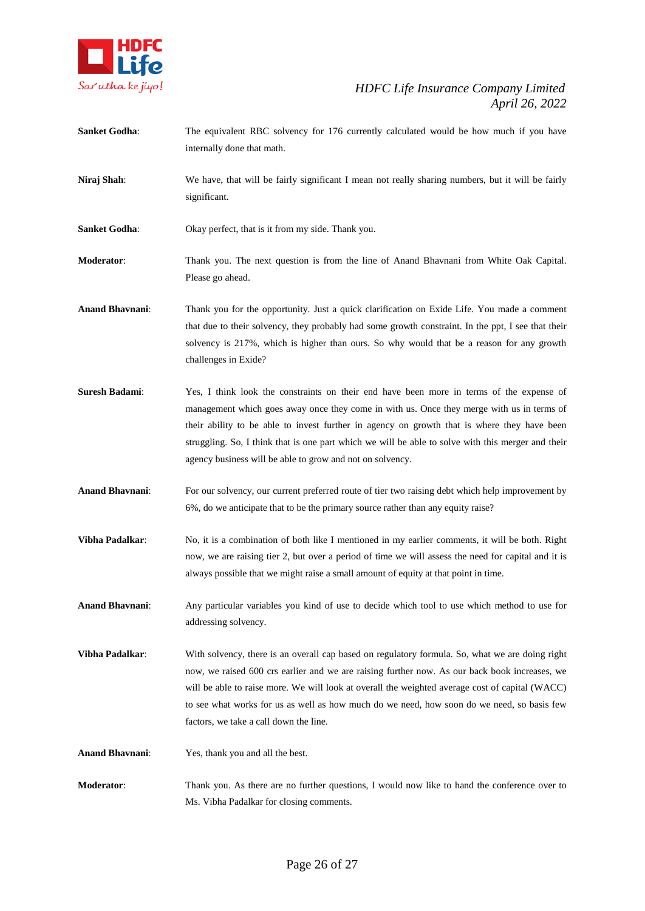**Sanket Godha**: The equivalent RBC solvency for 176 currently calculated would be how much if you have internally done that math.

**Niraj Shah**: We have, that will be fairly significant I mean not really sharing numbers, but it will be fairly significant.

**Sanket Godha**: Okay perfect, that is it from my side. Thank you.

**Moderator**: Thank you. The next question is from the line of Anand Bhavnani from White Oak Capital. Please go ahead.

**Anand Bhavnani**: Thank you for the opportunity. Just a quick clarification on Exide Life. You made a comment that due to their solvency, they probably had some growth constraint. In the ppt, I see that their solvency is 217%, which is higher than ours. So why would that be a reason for any growth challenges in Exide?

**Suresh Badami**: Yes, I think look the constraints on their end have been more in terms of the expense of management which goes away once they come in with us. Once they merge with us in terms of their ability to be able to invest further in agency on growth that is where they have been struggling. So, I think that is one part which we will be able to solve with this merger and their agency business will be able to grow and not on solvency.

**Anand Bhavnani**: For our solvency, our current preferred route of tier two raising debt which help improvement by 6%, do we anticipate that to be the primary source rather than any equity raise?

**Vibha Padalkar**: No, it is a combination of both like I mentioned in my earlier comments, it will be both. Right now, we are raising tier 2, but over a period of time we will assess the need for capital and it is always possible that we might raise a small amount of equity at that point in time.

**Anand Bhavnani**: Any particular variables you kind of use to decide which tool to use which method to use for addressing solvency.

**Vibha Padalkar**: With solvency, there is an overall cap based on regulatory formula. So, what we are doing right now, we raised 600 crs earlier and we are raising further now. As our back book increases, we will be able to raise more. We will look at overall the weighted average cost of capital (WACC) to see what works for us as well as how much do we need, how soon do we need, so basis few factors, we take a call down the line.

**Anand Bhavnani**: Yes, thank you and all the best.

**Moderator**: Thank you. As there are no further questions, I would now like to hand the conference over to Ms. Vibha Padalkar for closing comments.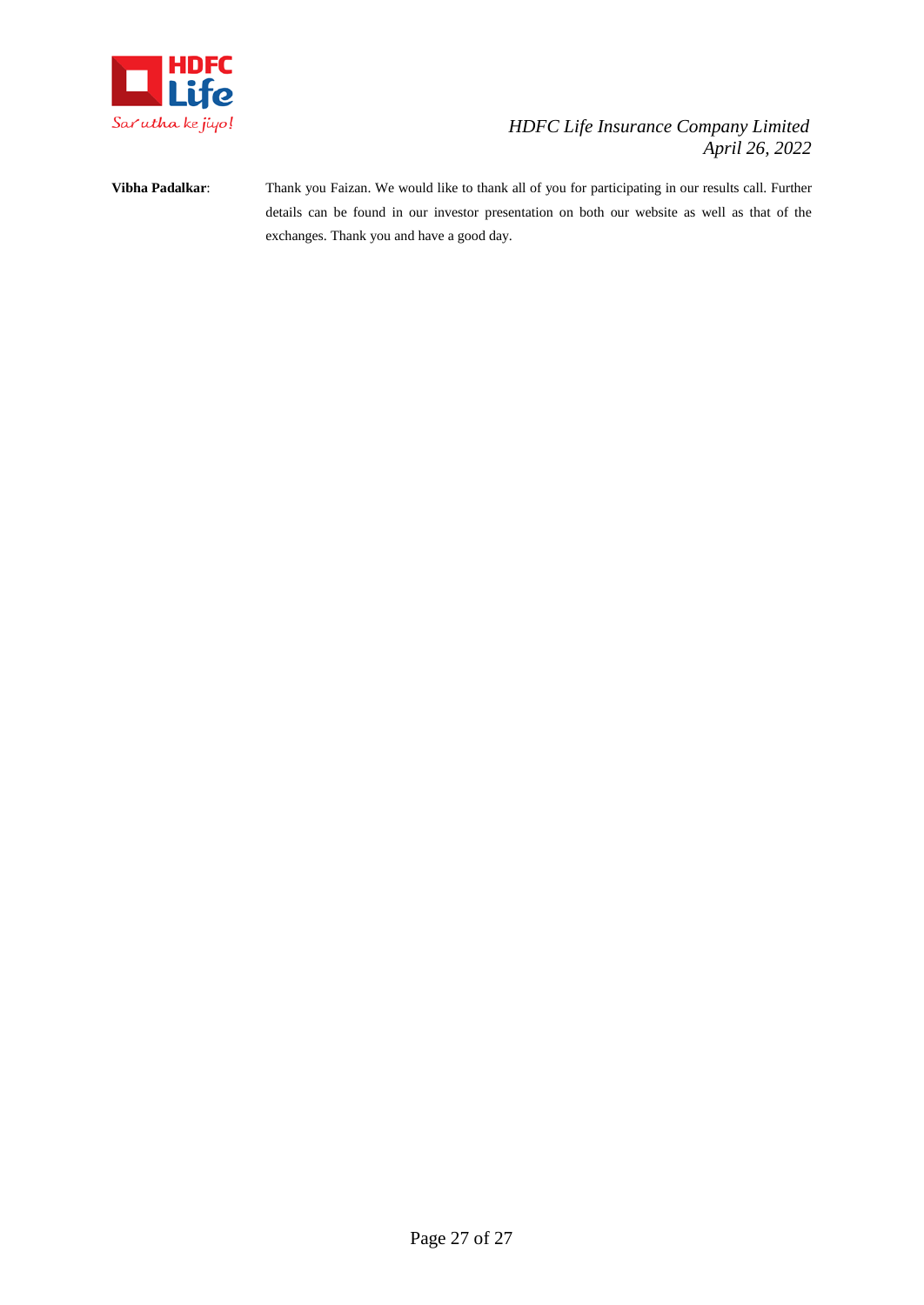**Vibha Padalkar**: Thank you Faizan. We would like to thank all of you for participating in our results call. Further details can be found in our investor presentation on both our website as well as that of the exchanges. Thank you and have a good day.